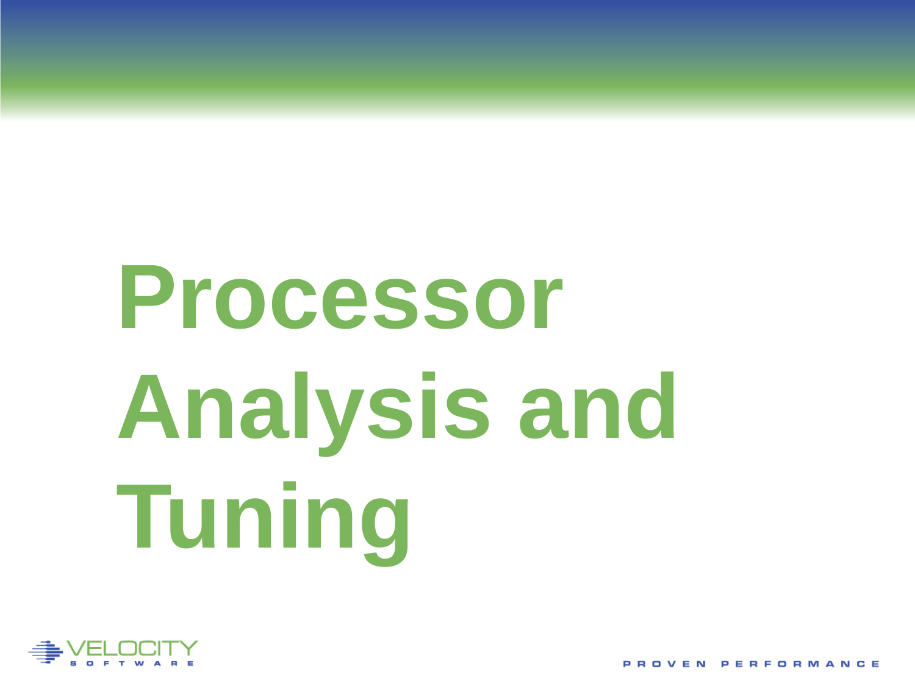# Processor Analysis and Tuning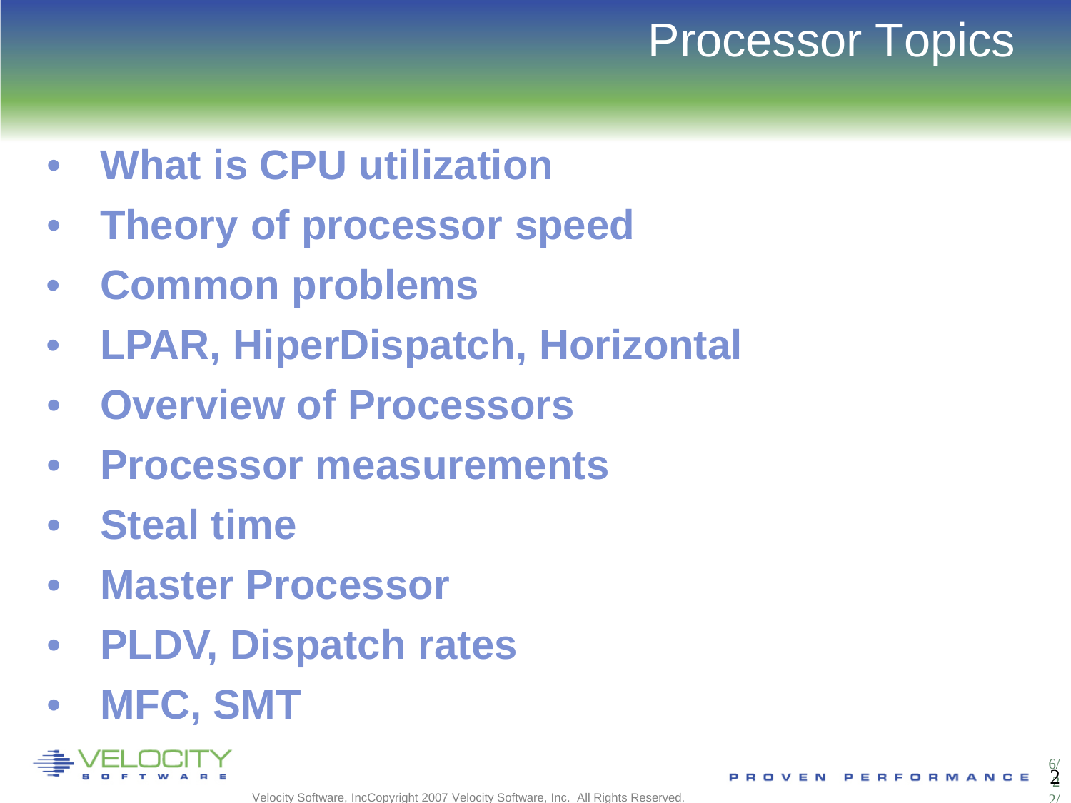# Processor Topics

- **What is CPU utilization**
- **Theory of processor speed**
- **Common problems**
- **LPAR, HiperDispatch, Horizontal**
- **Overview of Processors**
- **Processor measurements**
- **Steal time**
- **Master Processor**
- **PLDV, Dispatch rates**
- **MFC, SMT**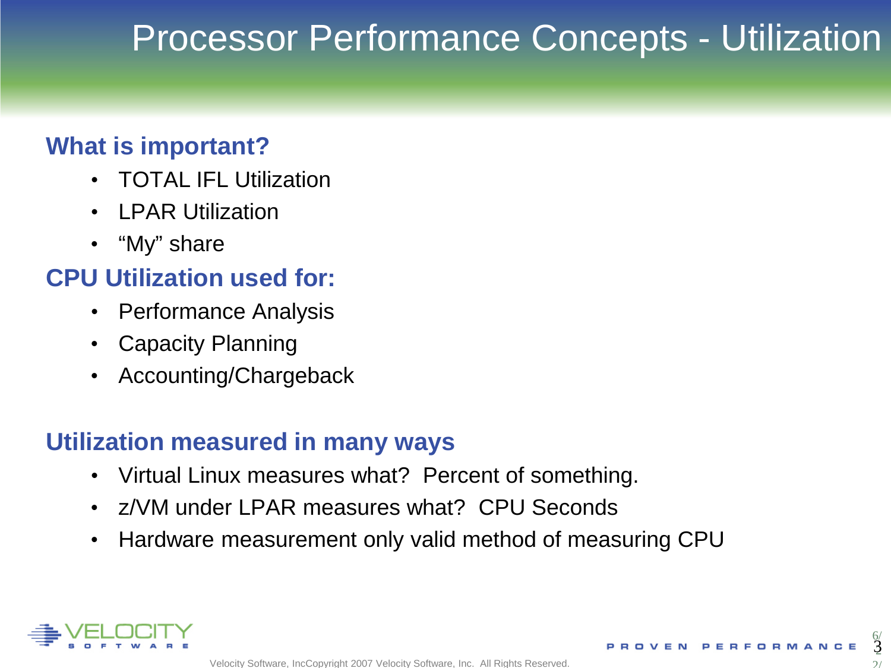# Processor Performance Concepts - Utilization

## What is important?

- TOTAL IFL Utilization
- LPAR Utilization
- "My" share

## CPU Utilization used for:

- Performance Analysis
- Capacity Planning
- Accounting/Chargeback

## Utilization measured in many ways

- Virtual Linux measures what? Percent of something.
- z/VM under LPAR measures what? CPU Seconds
- Hardware measurement only valid method of measuring CPU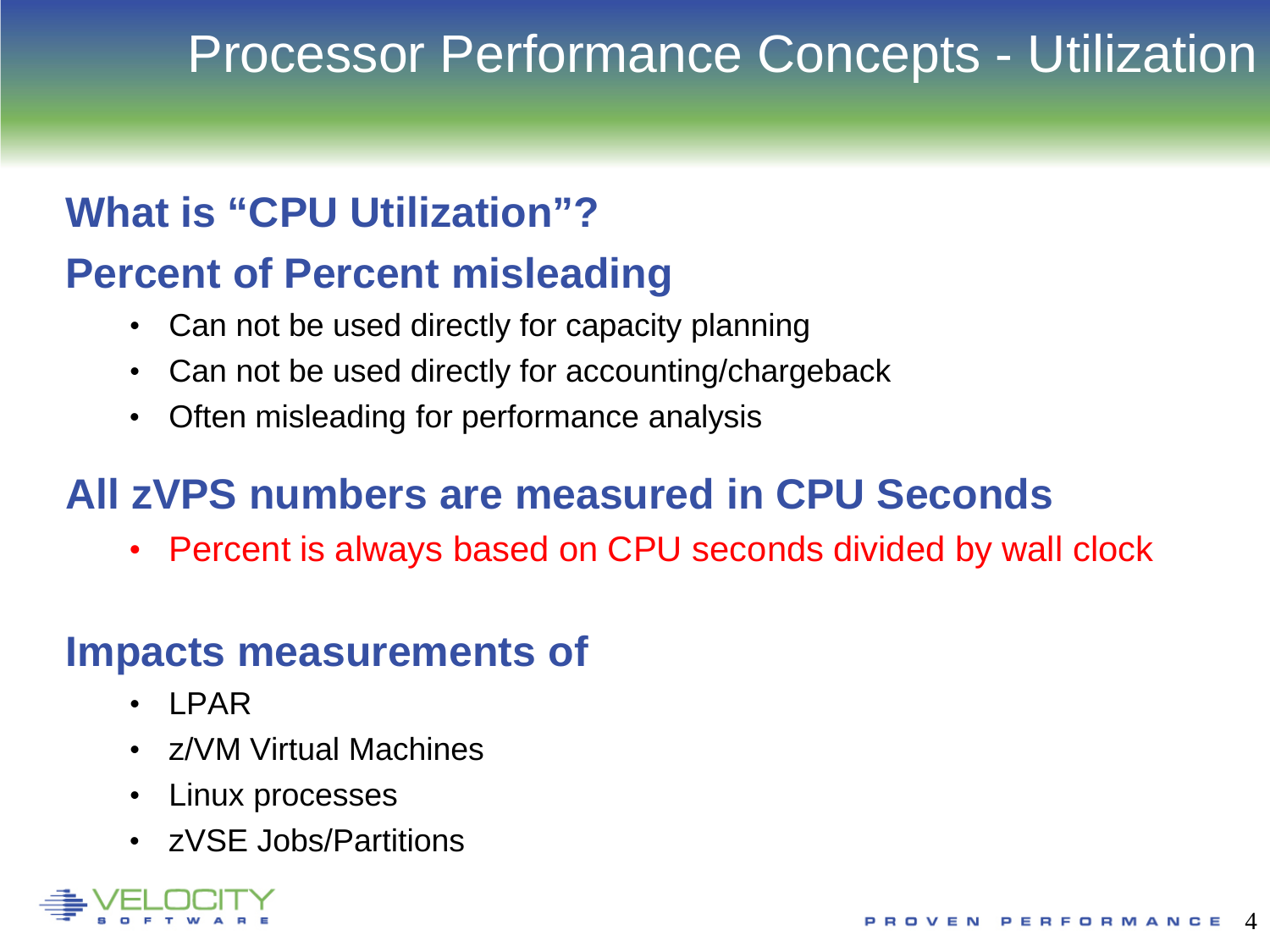# Processor Performance Concepts - Utilization

## What is "CPU Utilization"?

## Percent of Percent misleading

- Can not be used directly for capacity planning
- Can not be used directly for accounting/chargeback
- Often misleading for performance analysis

## All zVPS numbers are measured in CPU Seconds

- Percent is always based on CPU seconds divided by wall clock

## Impacts measurements of

- LPAR
- z/VM Virtual Machines
- Linux processes
- zVSE Jobs/Partitions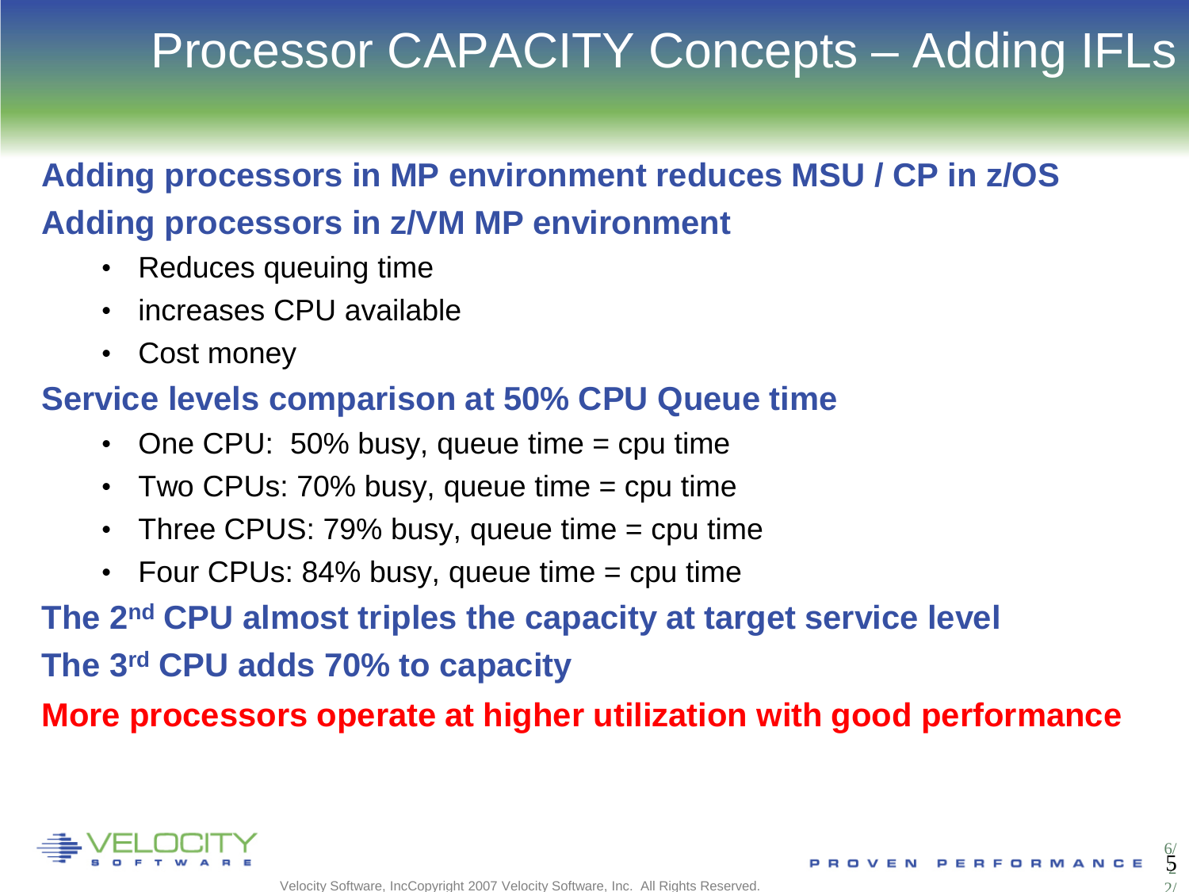# Processor CAPACITY Concepts – Adding IFLs

**Adding processors in MP environment reduces MSU / CP in z/OS**

**Adding processors in z/VM MP environment**

- Reduces queuing time
- increases CPU available
- Cost money

**Service levels comparison at 50% CPU Queue time**

- One CPU: 50% busy, queue time = cpu time
- Two CPUs: 70% busy, queue time = cpu time
- Three CPUS: 79% busy, queue time = cpu time
- Four CPUs: 84% busy, queue time = cpu time

**The 2nd CPU almost triples the capacity at target service level**

**The 3rd CPU adds 70% to capacity**

**More processors operate at higher utilization with good performance**

Velocity Software, IncCopyright 2007 Velocity Software, Inc. All Rights Reserved.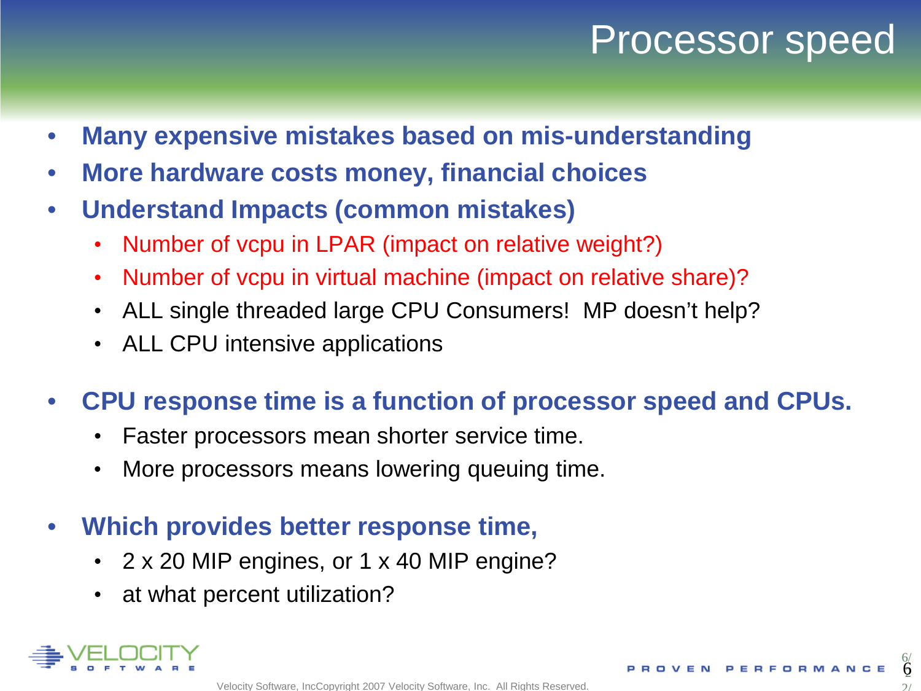# Processor speed

- **Many expensive mistakes based on mis-understanding**
- **More hardware costs money, financial choices**
- **Understand Impacts (common mistakes)**
  - Number of vcpu in LPAR (impact on relative weight?)
  - Number of vcpu in virtual machine (impact on relative share)?
  - ALL single threaded large CPU Consumers!  MP doesn't help?
  - ALL CPU intensive applications

- **CPU response time is a function of processor speed and CPUs.**
  - Faster processors mean shorter service time.
  - More processors means lowering queuing time.

- **Which provides better response time,**
  - 2 x 20 MIP engines, or 1 x 40 MIP engine?
  - at what percent utilization?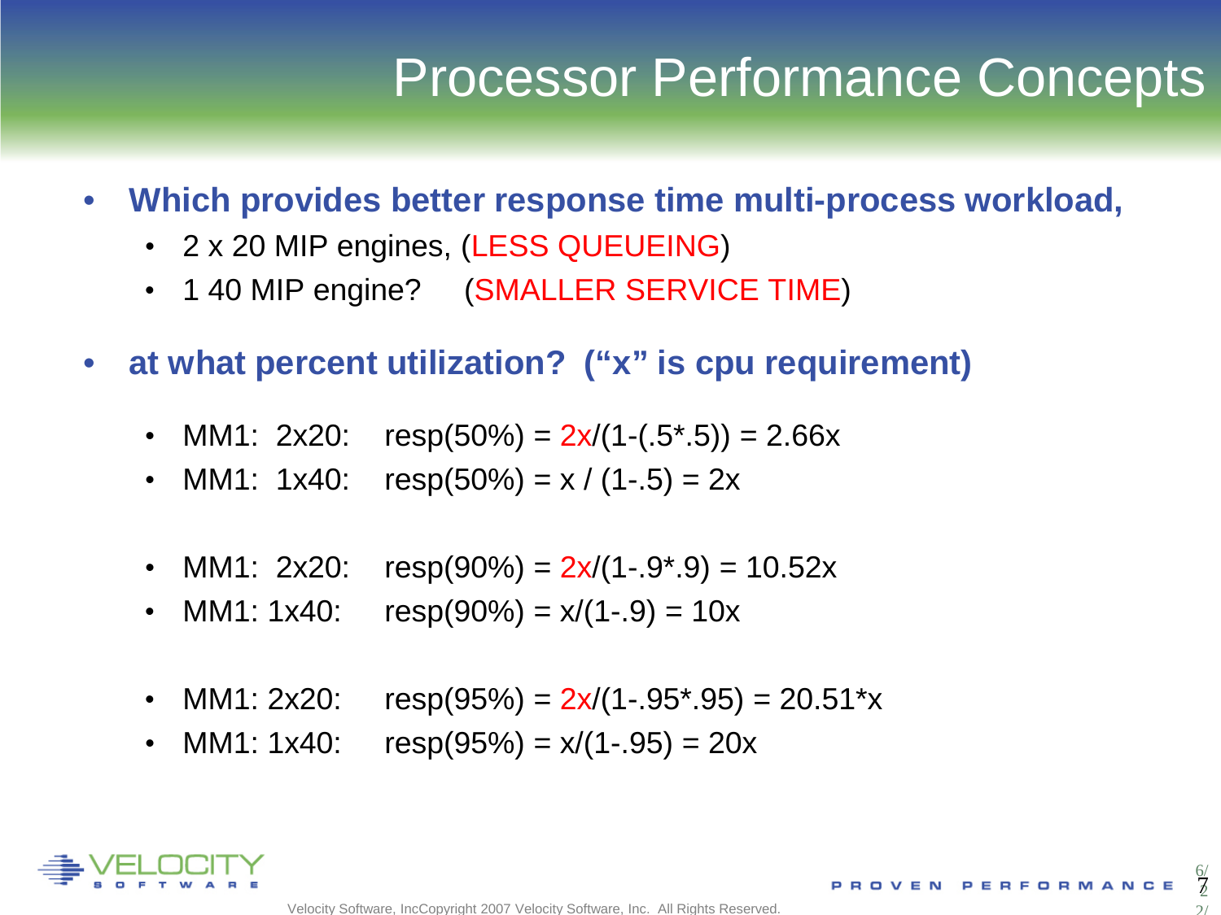# Processor Performance Concepts

- **Which provides better response time multi-process workload,**
  - 2 x 20 MIP engines, (LESS QUEUEING)
  - 1 40 MIP engine? (SMALLER SERVICE TIME)

- **at what percent utilization? (“x” is cpu requirement)**
  - MM1: 2x20: resp(50%) = 2x/(1-(.5*.5)) = 2.66x
  - MM1: 1x40: resp(50%) = x / (1-.5) = 2x

  - MM1: 2x20: resp(90%) = 2x/(1-.9*.9) = 10.52x
  - MM1: 1x40: resp(90%) = x/(1-.9) = 10x

  - MM1: 2x20: resp(95%) = 2x/(1-.95*.95) = 20.51*x
  - MM1: 1x40: resp(95%) = x/(1-.95) = 20x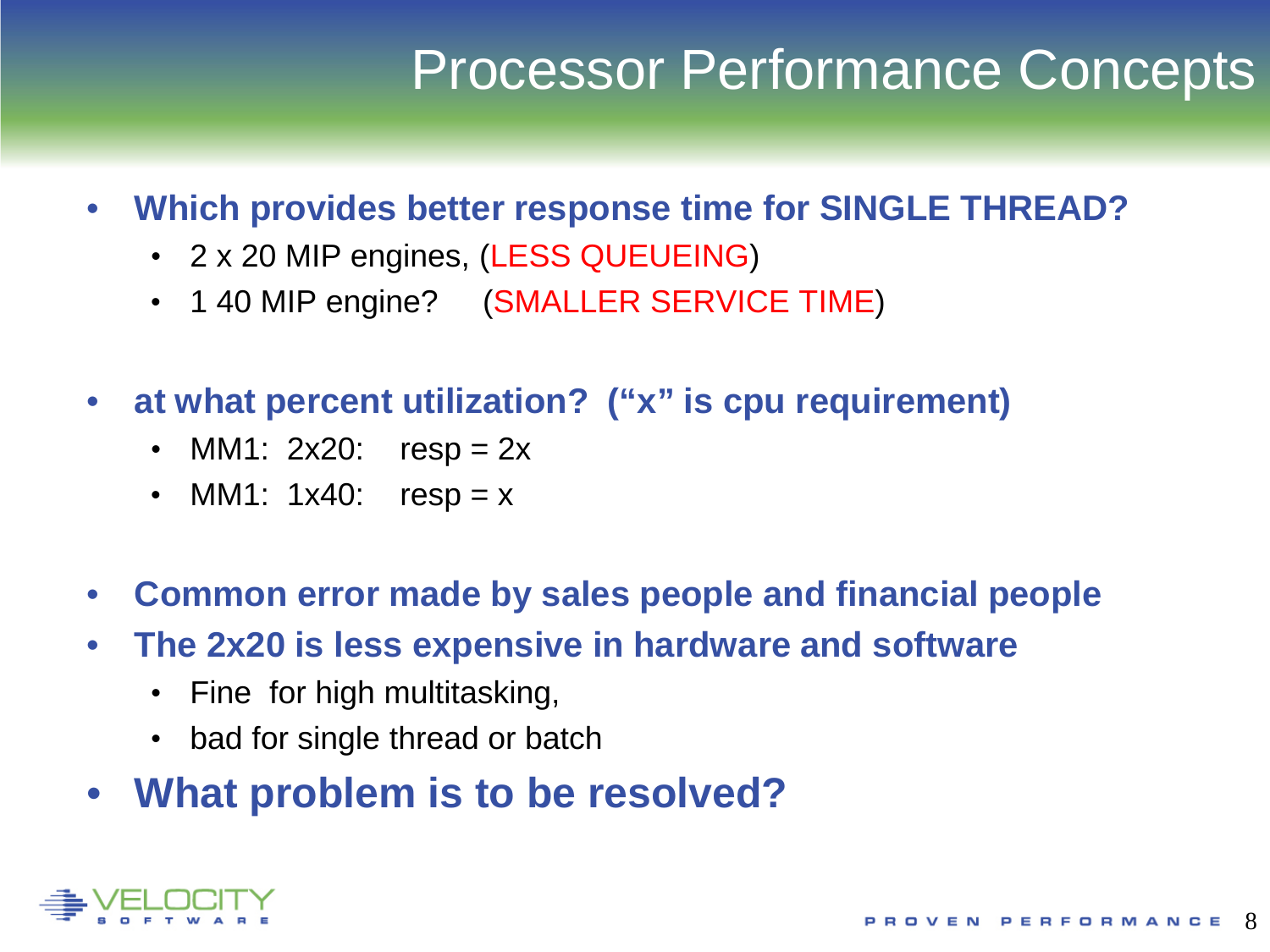# Processor Performance Concepts

- **Which provides better response time for SINGLE THREAD?**
  - 2 x 20 MIP engines, (LESS QUEUEING)
  - 1 40 MIP engine? (SMALLER SERVICE TIME)

- **at what percent utilization? (“x” is cpu requirement)**
  - MM1: 2x20: resp = 2x
  - MM1: 1x40: resp = x

- **Common error made by sales people and financial people**
- **The 2x20 is less expensive in hardware and software**
  - Fine for high multitasking,
  - bad for single thread or batch
- **What problem is to be resolved?**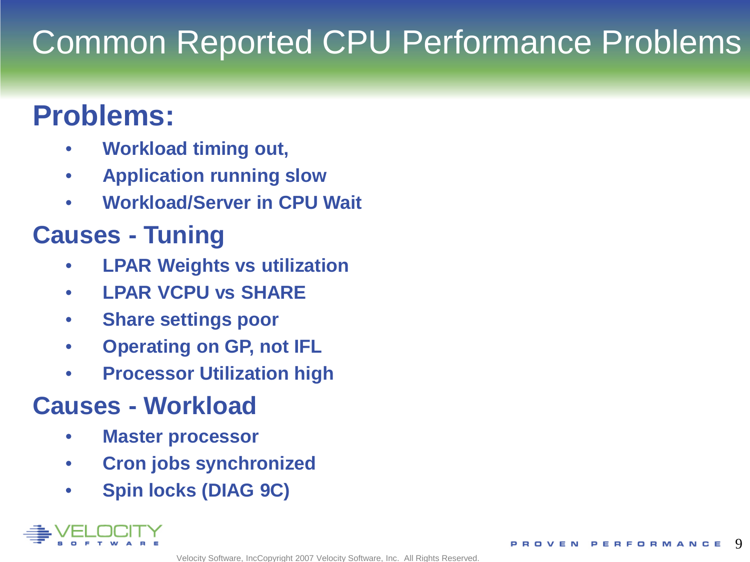# Common Reported CPU Performance Problems

## Problems:

- Workload timing out,
- Application running slow
- Workload/Server in CPU Wait

## Causes - Tuning

- LPAR Weights vs utilization
- LPAR VCPU vs SHARE
- Share settings poor
- Operating on GP, not IFL
- Processor Utilization high

## Causes - Workload

- Master processor
- Cron jobs synchronized
- Spin locks (DIAG 9C)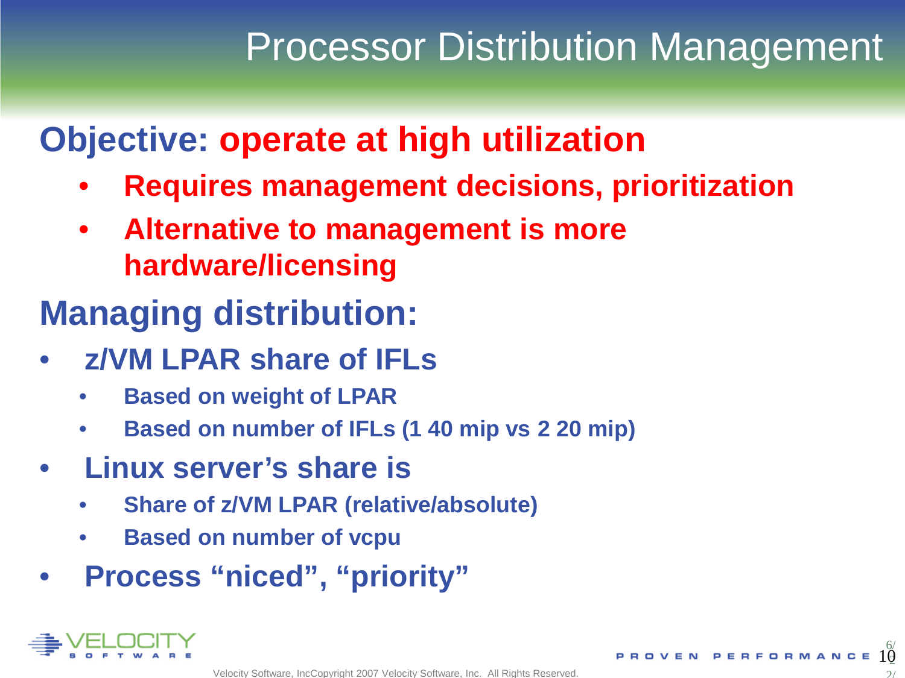# Processor Distribution Management

## Objective: operate at high utilization

- **Requires management decisions, prioritization**
- **Alternative to management is more hardware/licensing**

## Managing distribution:

- **z/VM LPAR share of IFLs**
  - **Based on weight of LPAR**
  - **Based on number of IFLs (1 40 mip vs 2 20 mip)**
- **Linux server's share is**
  - **Share of z/VM LPAR (relative/absolute)**
  - **Based on number of vcpu**
- **Process "niced", "priority"**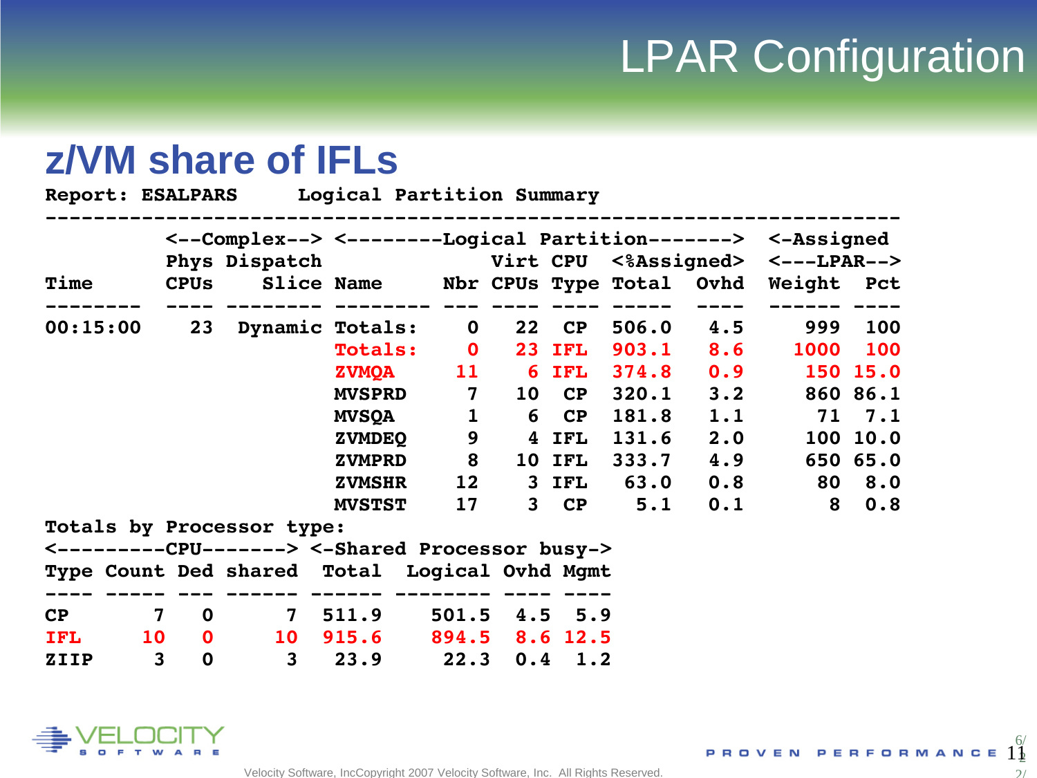# LPAR Configuration

## z/VM share of IFLs

Report: ESALPARS  Logical Partition Summary

| Time | <--Complex--> Phys CPUs | Dispatch Slice | <--------Logical Partition-------> Name | Nbr | Virt CPUs | CPU Type | <%Assigned> Total | Ovhd | <-Assigned <---LPAR--> Weight | Pct |
|---|---|---|---|---|---|---|---|---|---|---|
| 00:15:00 | 23 | Dynamic | Totals: | 0 | 22 | CP | 506.0 | 4.5 | 999 | 100 |
| | | | Totals: | 0 | 23 | IFL | 903.1 | 8.6 | 1000 | 100 |
| | | | ZVMQA | 11 | 6 | IFL | 374.8 | 0.9 | 150 | 15.0 |
| | | | MVSPRD | 7 | 10 | CP | 320.1 | 3.2 | 860 | 86.1 |
| | | | MVSQA | 1 | 6 | CP | 181.8 | 1.1 | 71 | 7.1 |
| | | | ZVMDEQ | 9 | 4 | IFL | 131.6 | 2.0 | 100 | 10.0 |
| | | | ZVMPRD | 8 | 10 | IFL | 333.7 | 4.9 | 650 | 65.0 |
| | | | ZVMSHR | 12 | 3 | IFL | 63.0 | 0.8 | 80 | 8.0 |
| | | | MVSTST | 17 | 3 | CP | 5.1 | 0.1 | 8 | 0.8 |

Totals by Processor type:

| <---------CPU-------> Type | Count | Ded | shared | <-Shared Processor busy-> Total | Logical | Ovhd | Mgmt |
|---|---|---|---|---|---|---|---|
| CP | 7 | 0 | 7 | 511.9 | 501.5 | 4.5 | 5.9 |
| IFL | 10 | 0 | 10 | 915.6 | 894.5 | 8.6 | 12.5 |
| ZIIP | 3 | 0 | 3 | 23.9 | 22.3 | 0.4 | 1.2 |

Velocity Software, IncCopyright 2007 Velocity Software, Inc. All Rights Reserved.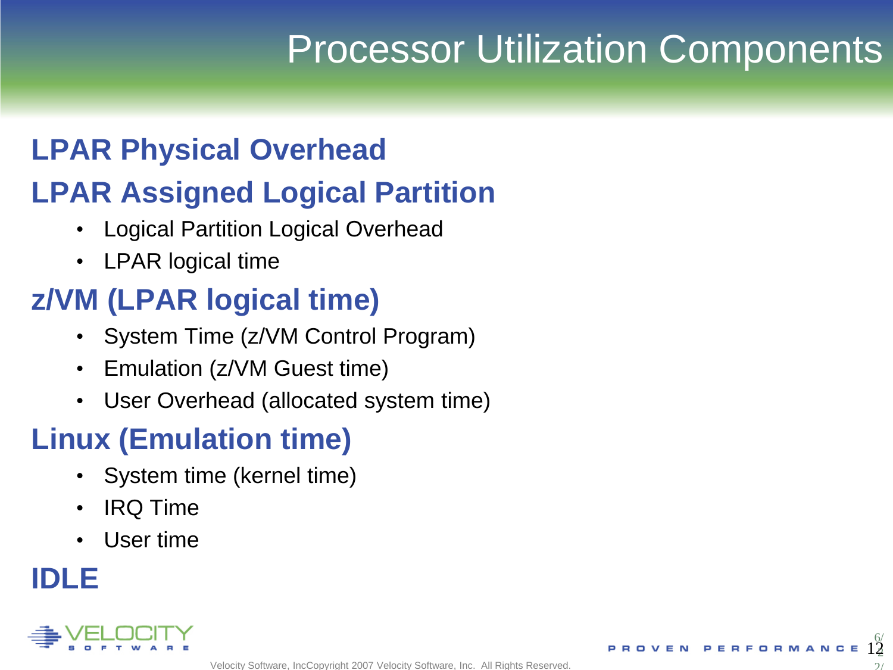# Processor Utilization Components

## LPAR Physical Overhead

## LPAR Assigned Logical Partition

- Logical Partition Logical Overhead
- LPAR logical time

## z/VM (LPAR logical time)

- System Time (z/VM Control Program)
- Emulation (z/VM Guest time)
- User Overhead (allocated system time)

## Linux (Emulation time)

- System time (kernel time)
- IRQ Time
- User time

## IDLE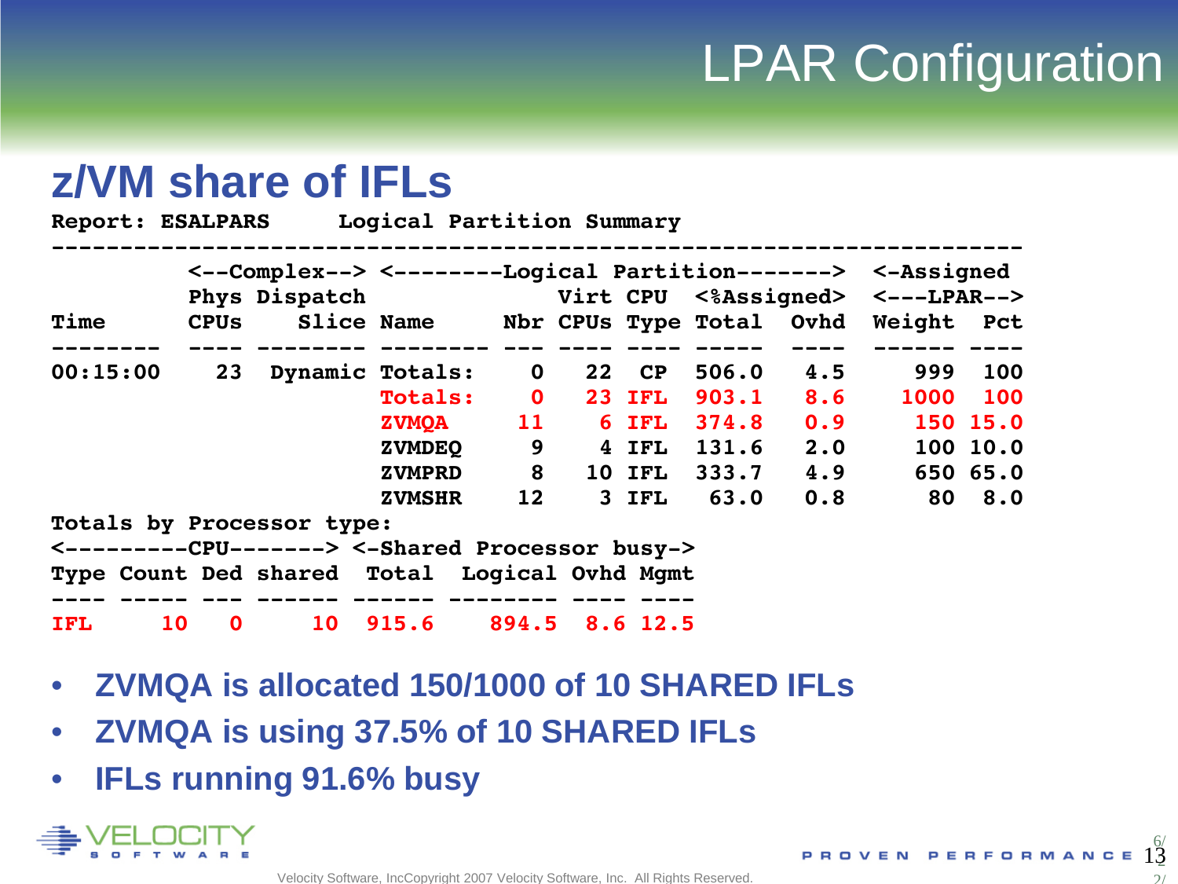# LPAR Configuration

## z/VM share of IFLs

```
Report: ESALPARS     Logical Partition Summary
-----------------------------------------------------------------------
         <--Complex--> <--------Logical Partition-------> <-Assigned
         Phys Dispatch                Virt CPU  <%Assigned> <---LPAR-->
Time     CPUs    Slice Name      Nbr CPUs Type Total  Ovhd  Weight  Pct
-------- ---- -------- -------- --- ---- ---- -----  ----  ------ ----
00:15:00   23  Dynamic Totals:    0   22   CP 506.0   4.5     999  100
                       Totals:    0   23  IFL 903.1   8.6    1000  100
                       ZVMQA     11    6  IFL 374.8   0.9     150 15.0
                       ZVMDEQ     9    4  IFL 131.6   2.0     100 10.0
                       ZVMPRD     8   10  IFL 333.7   4.9     650 65.0
                       ZVMSHR    12    3  IFL  63.0   0.8      80  8.0
Totals by Processor type:
<---------CPU-------> <-Shared Processor busy->
Type Count Ded shared  Total  Logical Ovhd Mgmt
---- ----- --- ------ ------ -------- ---- ----
IFL     10   0     10  915.6    894.5  8.6 12.5
```

- **ZVMQA is allocated 150/1000 of 10 SHARED IFLs**
- **ZVMQA is using 37.5% of 10 SHARED IFLs**
- **IFLs running 91.6% busy**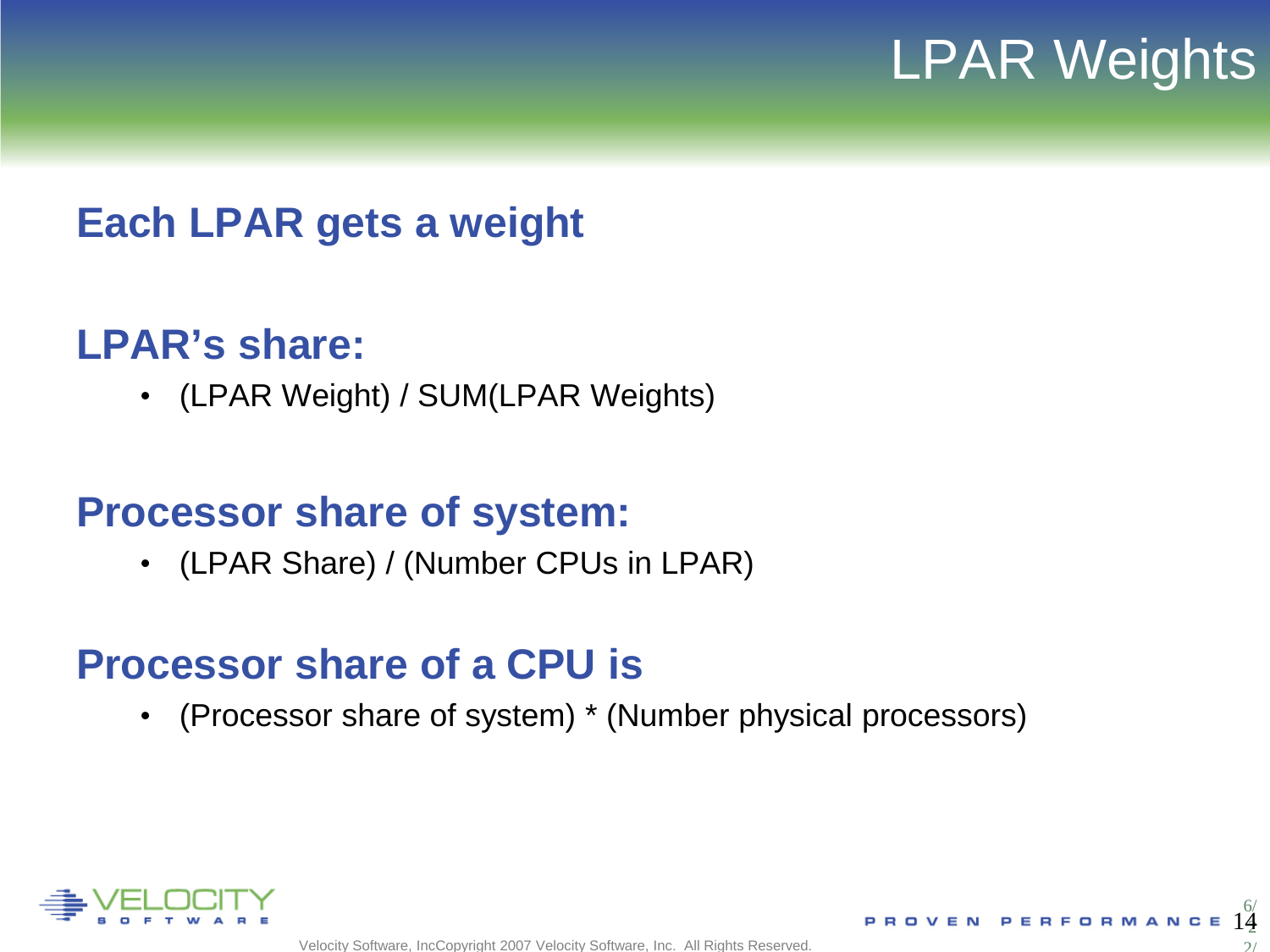# LPAR Weights

## Each LPAR gets a weight

## LPAR's share:

- (LPAR Weight) / SUM(LPAR Weights)

## Processor share of system:

- (LPAR Share) / (Number CPUs in LPAR)

## Processor share of a CPU is

- (Processor share of system) * (Number physical processors)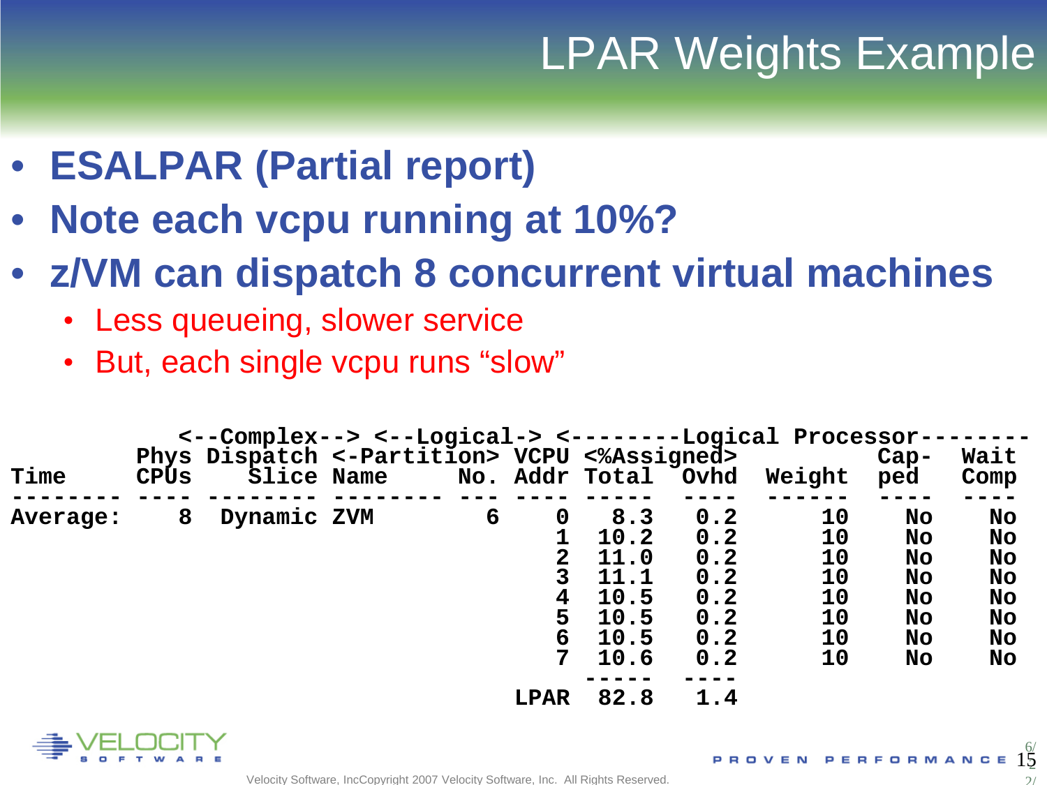# LPAR Weights Example

- **ESALPAR (Partial report)**
- **Note each vcpu running at 10%?**
- **z/VM can dispatch 8 concurrent virtual machines**
  - Less queueing, slower service
  - But, each single vcpu runs "slow"

```
          <--Complex--> <--Logical-> <--------Logical Processor--------
          Phys Dispatch <-Partition> VCPU <%Assigned>         Cap-  Wait
Time      CPUs    Slice Name      No. Addr Total  Ovhd  Weight ped   Comp
--------  ---- -------- -------- --- ---- -----  ----  ------ ----  ----
Average:     8  Dynamic ZVM        6    0   8.3   0.2      10  No    No
                                        1  10.2   0.2      10  No    No
                                        2  11.0   0.2      10  No    No
                                        3  11.1   0.2      10  No    No
                                        4  10.5   0.2      10  No    No
                                        5  10.5   0.2      10  No    No
                                        6  10.5   0.2      10  No    No
                                        7  10.6   0.2      10  No    No
                                           -----  ----
                                     LPAR  82.8   1.4
```

Velocity Software, IncCopyright 2007 Velocity Software, Inc. All Rights Reserved.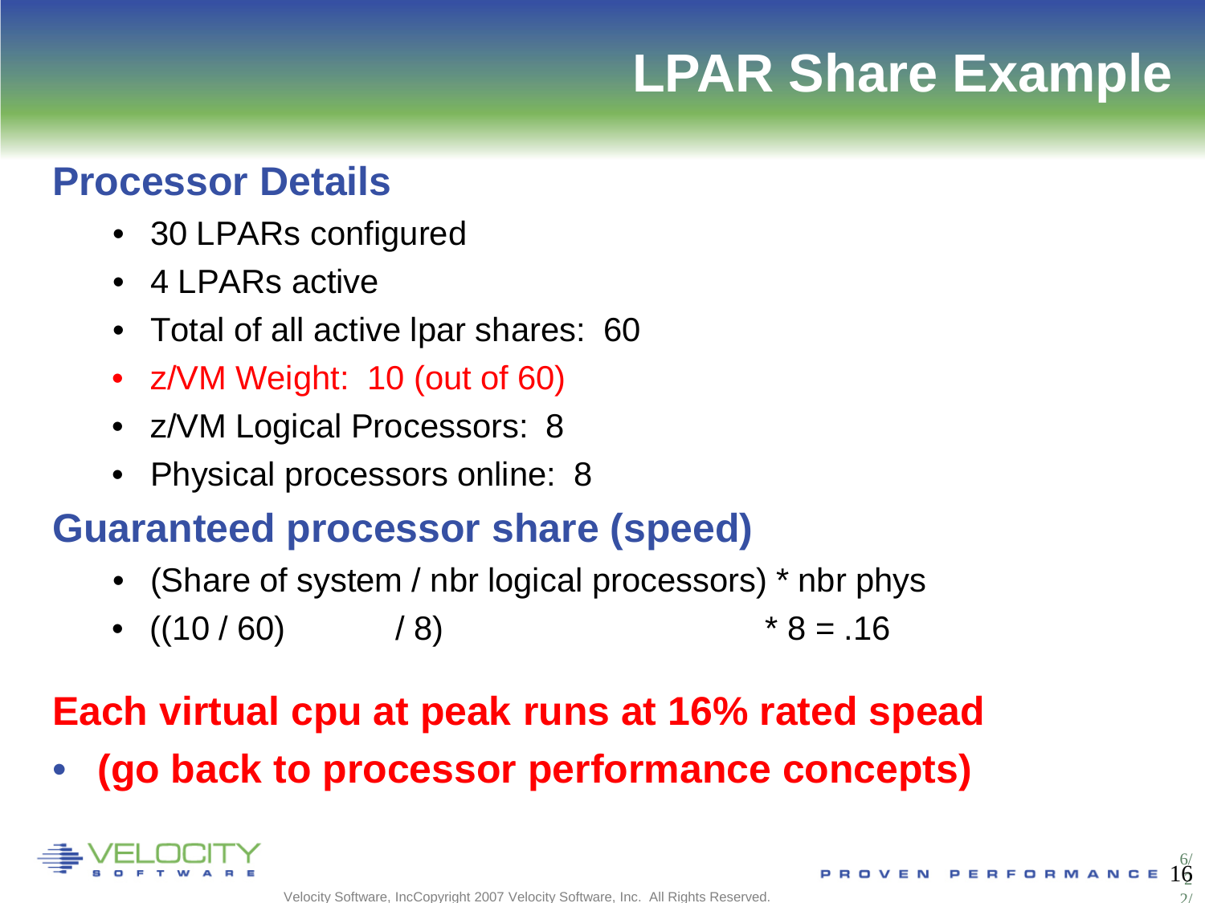# LPAR Share Example

## Processor Details

- 30 LPARs configured
- 4 LPARs active
- Total of all active lpar shares: 60
- z/VM Weight: 10 (out of 60)
- z/VM Logical Processors: 8
- Physical processors online: 8

## Guaranteed processor share (speed)

- (Share of system / nbr logical processors) * nbr phys
- ((10 / 60) / 8) * 8 = .16

**Each virtual cpu at peak runs at 16% rated spead**

- **(go back to processor performance concepts)**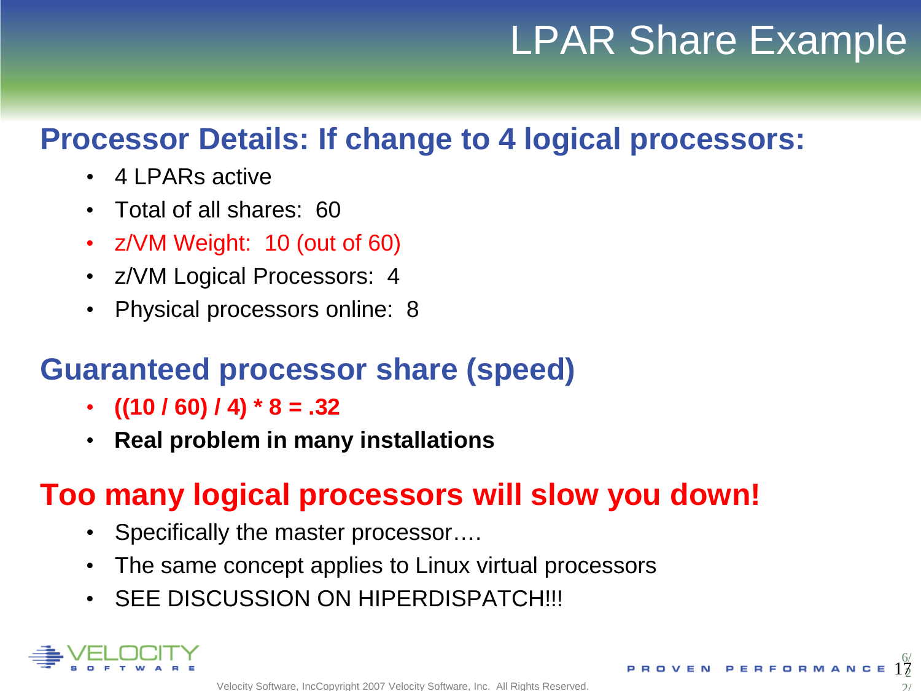# LPAR Share Example

## Processor Details: If change to 4 logical processors:

- 4 LPARs active
- Total of all shares: 60
- z/VM Weight: 10 (out of 60)
- z/VM Logical Processors: 4
- Physical processors online: 8

## Guaranteed processor share (speed)

- **((10 / 60) / 4) * 8 = .32**
- **Real problem in many installations**

## Too many logical processors will slow you down!

- Specifically the master processor….
- The same concept applies to Linux virtual processors
- SEE DISCUSSION ON HIPERDISPATCH!!!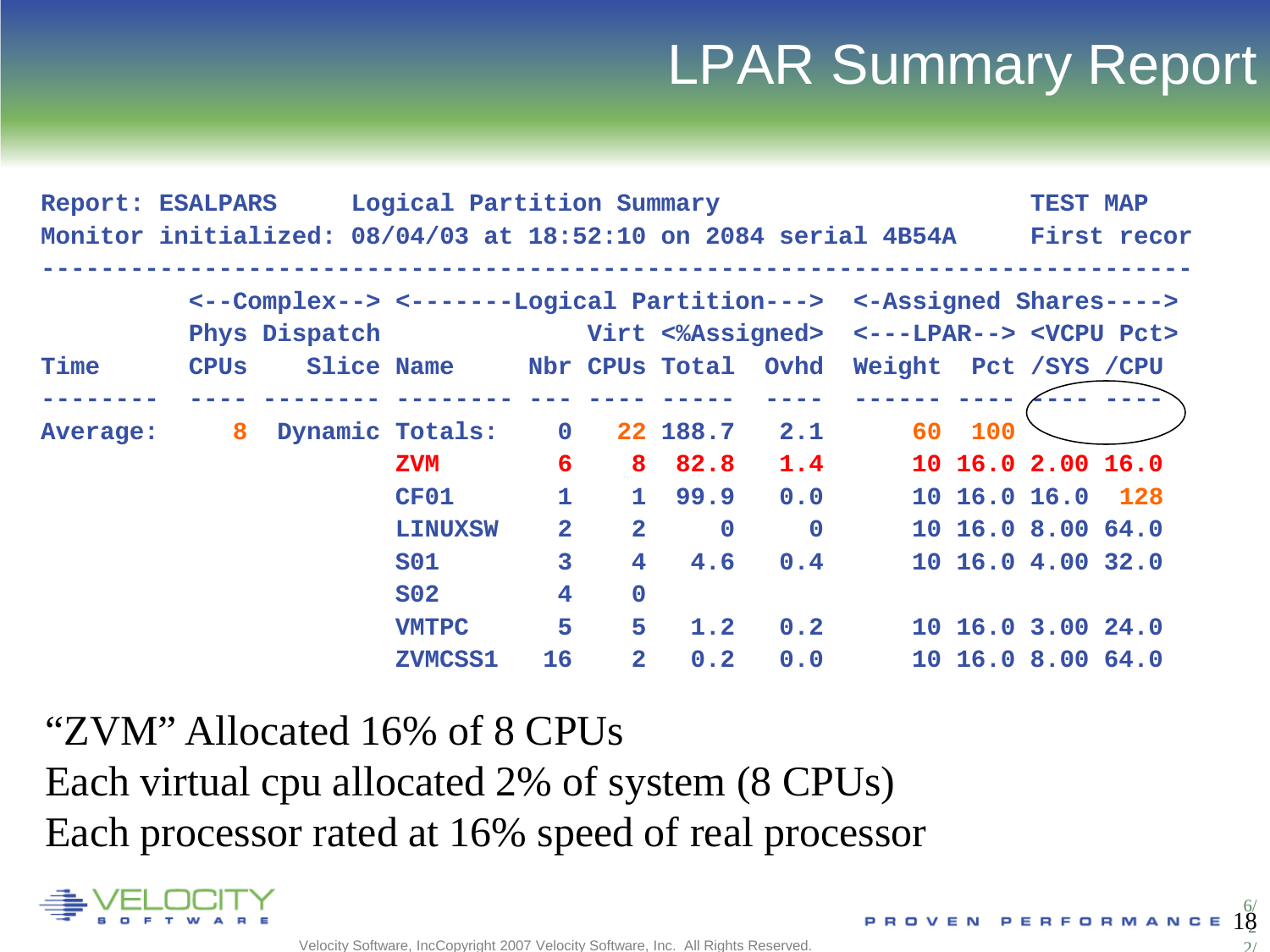# LPAR Summary Report

```
Report: ESALPARS     Logical Partition Summary                       TEST MAP
Monitor initialized: 08/04/03 at 18:52:10 on 2084 serial 4B54A      First recor
---------------------------------------------------------------------------------
          <--Complex--> <-------Logical Partition---> <-Assigned Shares---->
          Phys Dispatch              Virt <%Assigned> <---LPAR--> <VCPU Pct>
Time      CPUs    Slice Name     Nbr CPUs Total  Ovhd Weight  Pct /SYS /CPU
--------  ---- -------- -------- --- ---- -----  ---- ------ ---- ---- ----
Average:     8  Dynamic Totals:    0   22 188.7   2.1     60  100
                        ZVM        6    8  82.8   1.4     10 16.0 2.00 16.0
                        CF01       1    1  99.9   0.0     10 16.0 16.0  128
                        LINUXSW    2    2     0     0     10 16.0 8.00 64.0
                        S01        3    4   4.6   0.4     10 16.0 4.00 32.0
                        S02        4    0
                        VMTPC      5    5   1.2   0.2     10 16.0 3.00 24.0
                        ZVMCSS1   16    2   0.2   0.0     10 16.0 8.00 64.0
```

"ZVM" Allocated 16% of 8 CPUs

Each virtual cpu allocated 2% of system (8 CPUs)

Each processor rated at 16% speed of real processor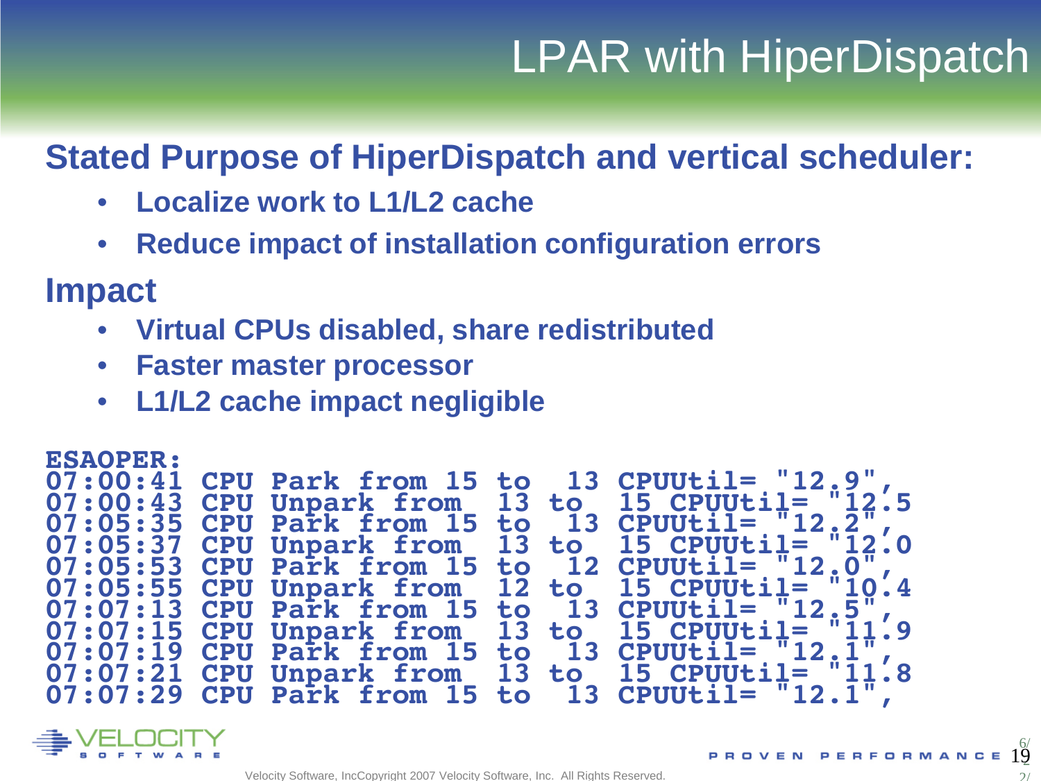# LPAR with HiperDispatch

## Stated Purpose of HiperDispatch and vertical scheduler:

- Localize work to L1/L2 cache
- Reduce impact of installation configuration errors

## Impact

- Virtual CPUs disabled, share redistributed
- Faster master processor
- L1/L2 cache impact negligible

```
ESAOPER:
07:00:41 CPU Park from 15 to  13 CPUUtil= "12.9",
07:00:43 CPU Unpark from  13 to  15 CPUUtil= "12.5
07:05:35 CPU Park from 15 to  13 CPUUtil= "12.2",
07:05:37 CPU Unpark from  13 to  15 CPUUtil= "12.0
07:05:53 CPU Park from 15 to  12 CPUUtil= "12.0",
07:05:55 CPU Unpark from  12 to  15 CPUUtil= "10.4
07:07:13 CPU Park from 15 to  13 CPUUtil= "12.5",
07:07:15 CPU Unpark from  13 to  15 CPUUtil= "11.9
07:07:19 CPU Park from 15 to  13 CPUUtil= "12.1",
07:07:21 CPU Unpark from  13 to  15 CPUUtil= "11.8
07:07:29 CPU Park from 15 to  13 CPUUtil= "12.1",
```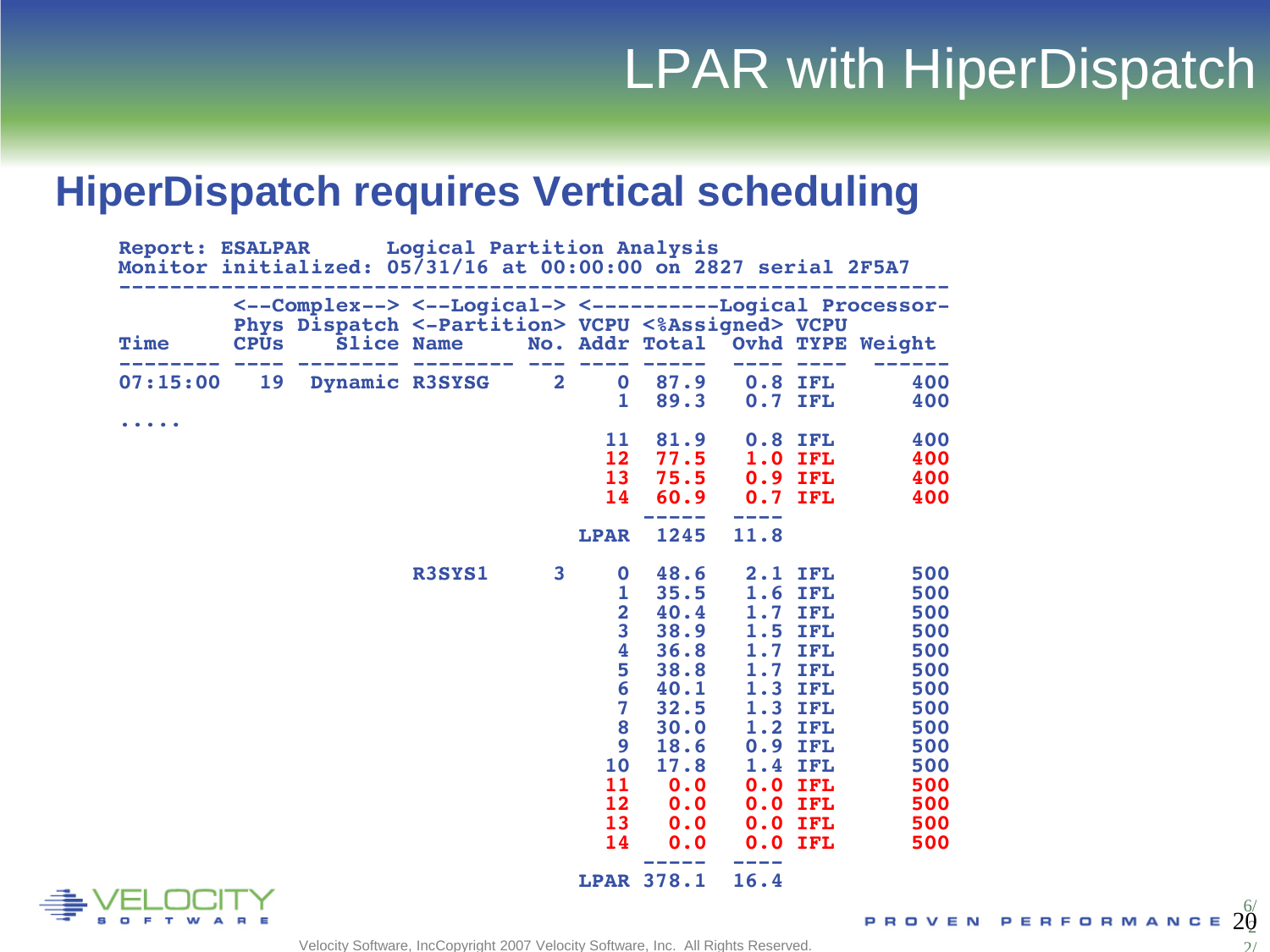# LPAR with HiperDispatch

## HiperDispatch requires Vertical scheduling

```
Report: ESALPAR      Logical Partition Analysis
Monitor initialized: 05/31/16 at 00:00:00 on 2827 serial 2F5A7
------------------------------------------------------------------
         <--Complex--> <--Logical-> <----------Logical Processor-
         Phys Dispatch <-Partition> VCPU <%Assigned> VCPU
Time     CPUs    Slice Name     No. Addr Total  Ovhd TYPE Weight
-------- ---- -------- -------- --- ---- -----  ---- ---- ------
07:15:00   19  Dynamic R3SYSG     2    0  87.9   0.8 IFL     400
                                       1  89.3   0.7 IFL     400
.....
                                      11  81.9   0.8 IFL     400
                                      12  77.5   1.0 IFL     400
                                      13  75.5   0.9 IFL     400
                                      14  60.9   0.7 IFL     400
                                          -----  ----
                                    LPAR  1245  11.8

                       R3SYS1     3    0  48.6   2.1 IFL     500
                                       1  35.5   1.6 IFL     500
                                       2  40.4   1.7 IFL     500
                                       3  38.9   1.5 IFL     500
                                       4  36.8   1.7 IFL     500
                                       5  38.8   1.7 IFL     500
                                       6  40.1   1.3 IFL     500
                                       7  32.5   1.3 IFL     500
                                       8  30.0   1.2 IFL     500
                                       9  18.6   0.9 IFL     500
                                      10  17.8   1.4 IFL     500
                                      11   0.0   0.0 IFL     500
                                      12   0.0   0.0 IFL     500
                                      13   0.0   0.0 IFL     500
                                      14   0.0   0.0 IFL     500
                                          -----  ----
                                    LPAR 378.1  16.4
```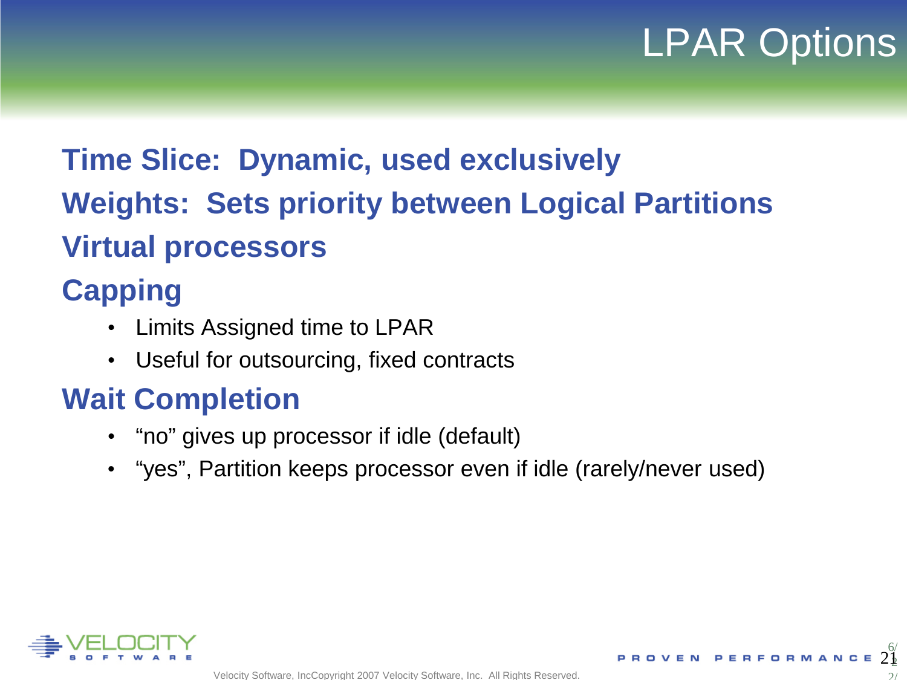# LPAR Options

**Time Slice: Dynamic, used exclusively**

**Weights: Sets priority between Logical Partitions**

**Virtual processors**

**Capping**

- Limits Assigned time to LPAR
- Useful for outsourcing, fixed contracts

**Wait Completion**

- "no" gives up processor if idle (default)
- "yes", Partition keeps processor even if idle (rarely/never used)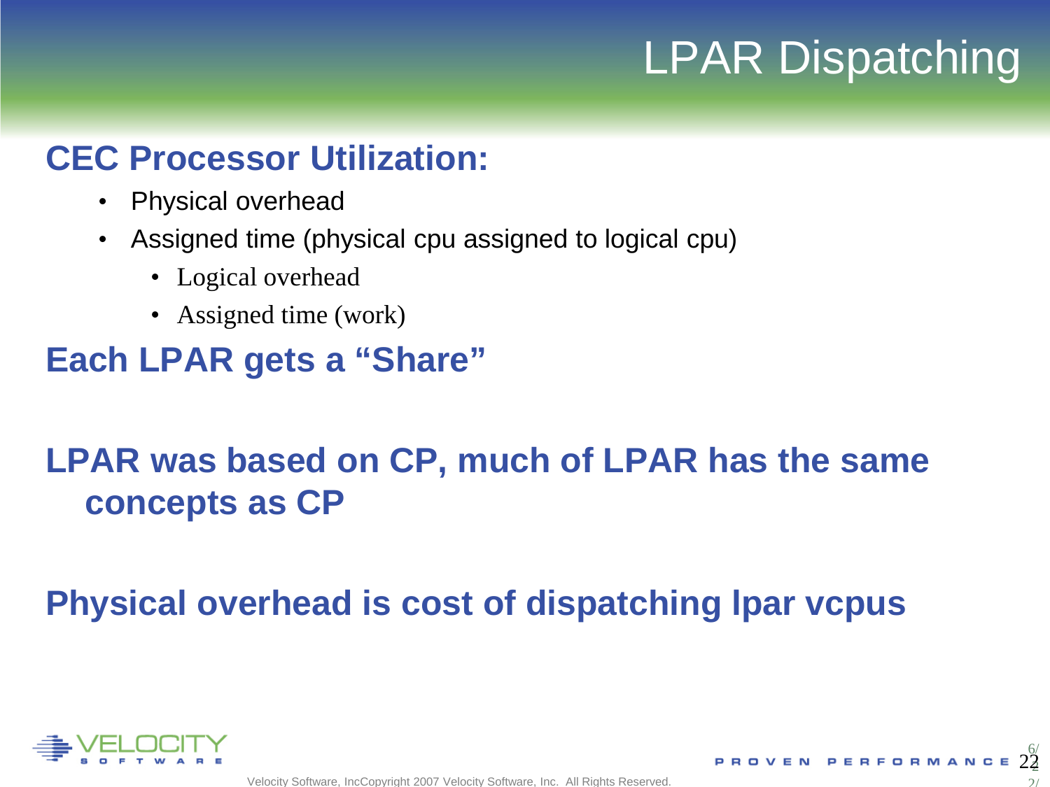# LPAR Dispatching

## CEC Processor Utilization:

- Physical overhead
- Assigned time (physical cpu assigned to logical cpu)
  - Logical overhead
  - Assigned time (work)

## Each LPAR gets a "Share"

## LPAR was based on CP, much of LPAR has the same concepts as CP

## Physical overhead is cost of dispatching lpar vcpus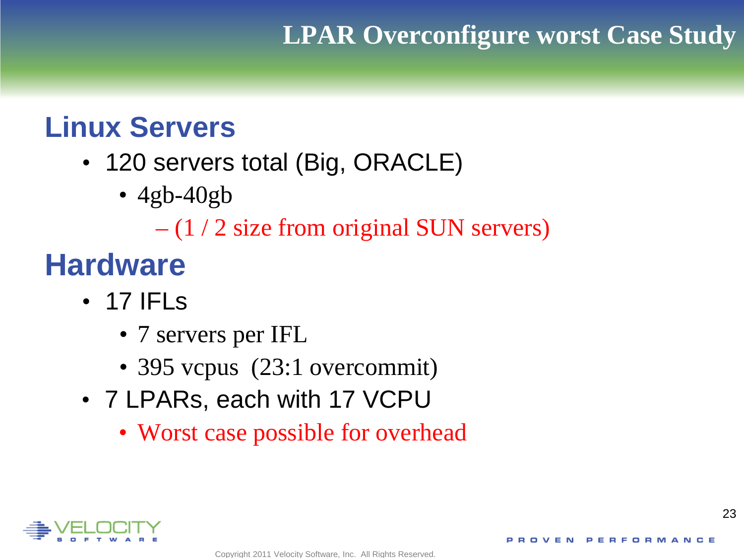# LPAR Overconfigure worst Case Study

## Linux Servers

- 120 servers total (Big, ORACLE)
  - 4gb-40gb
    - (1 / 2 size from original SUN servers)

## Hardware

- 17 IFLs
  - 7 servers per IFL
  - 395 vcpus (23:1 overcommit)
- 7 LPARs, each with 17 VCPU
  - Worst case possible for overhead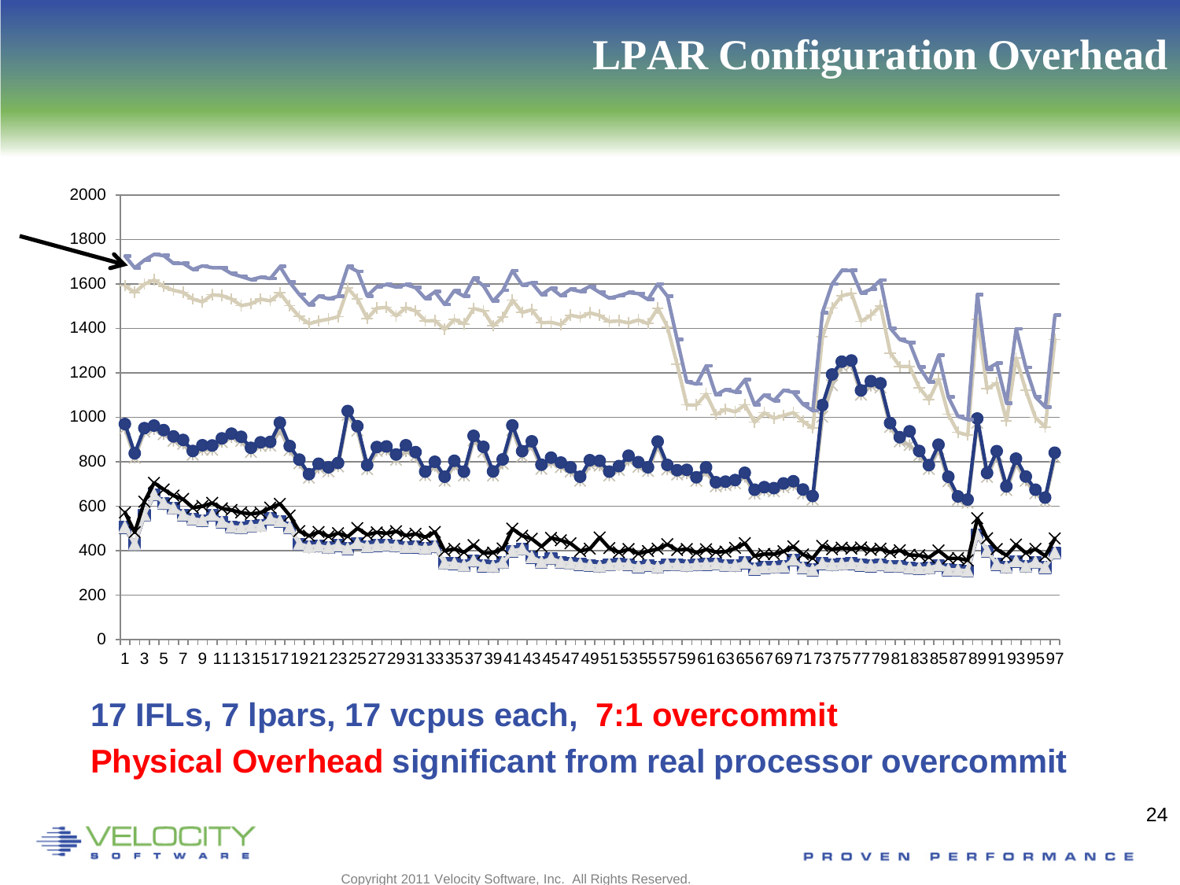# LPAR Configuration Overhead

**17 IFLs, 7 lpars, 17 vcpus each, 7:1 overcommit**

**Physical Overhead significant from real processor overcommit**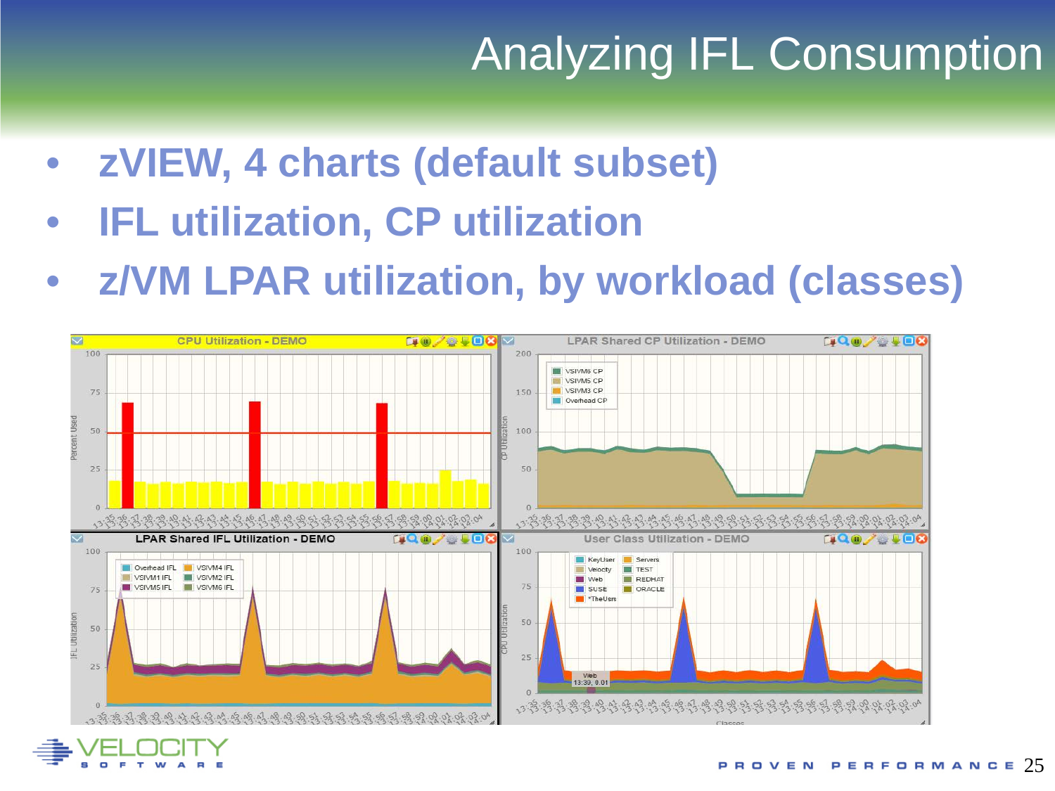# Analyzing IFL Consumption

- zVIEW, 4 charts (default subset)
- IFL utilization, CP utilization
- z/VM LPAR utilization, by workload (classes)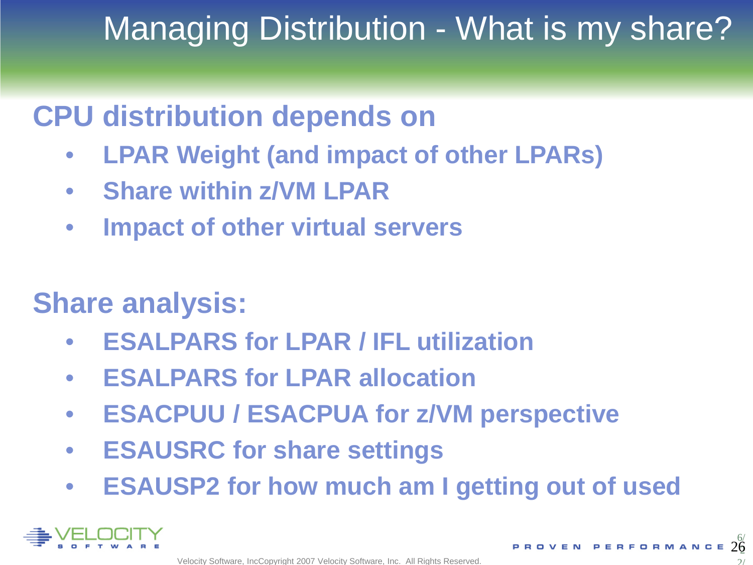# Managing Distribution - What is my share?

## CPU distribution depends on

- LPAR Weight (and impact of other LPARs)
- Share within z/VM LPAR
- Impact of other virtual servers

## Share analysis:

- ESALPARS for LPAR / IFL utilization
- ESALPARS for LPAR allocation
- ESACPUU / ESACPUA for z/VM perspective
- ESAUSRC for share settings
- ESAUSP2 for how much am I getting out of used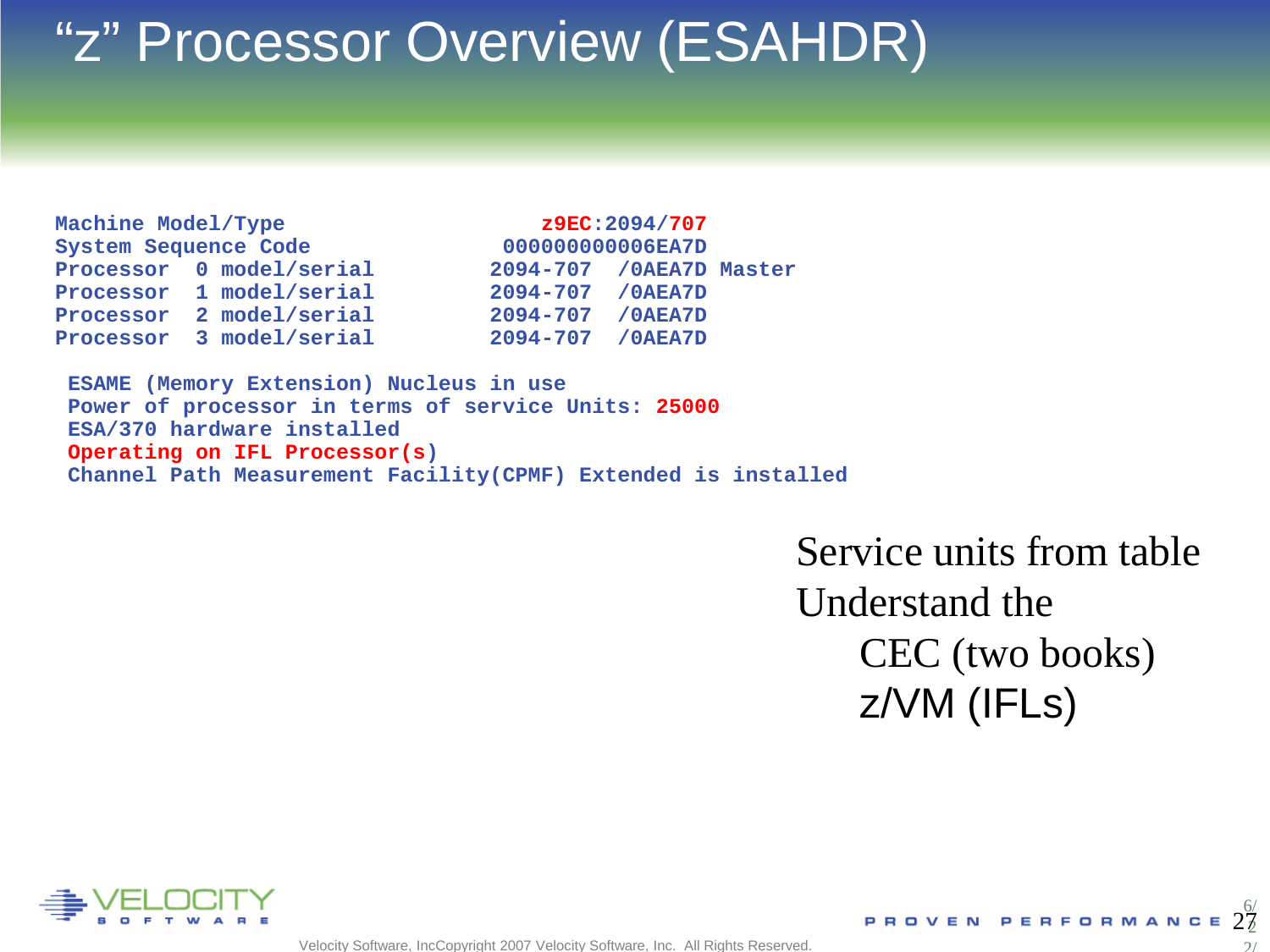# "z" Processor Overview (ESAHDR)

```
Machine Model/Type                         z9EC:2094/707
System Sequence Code                    000000000006EA7D
Processor  0 model/serial          2094-707  /0AEA7D Master
Processor  1 model/serial          2094-707  /0AEA7D
Processor  2 model/serial          2094-707  /0AEA7D
Processor  3 model/serial          2094-707  /0AEA7D

 ESAME (Memory Extension) Nucleus in use
 Power of processor in terms of service Units: 25000
 ESA/370 hardware installed
 Operating on IFL Processor(s)
 Channel Path Measurement Facility(CPMF) Extended is installed
```

Service units from table

Understand the

- CEC (two books)
- z/VM (IFLs)

Velocity Software, IncCopyright 2007 Velocity Software, Inc. All Rights Reserved.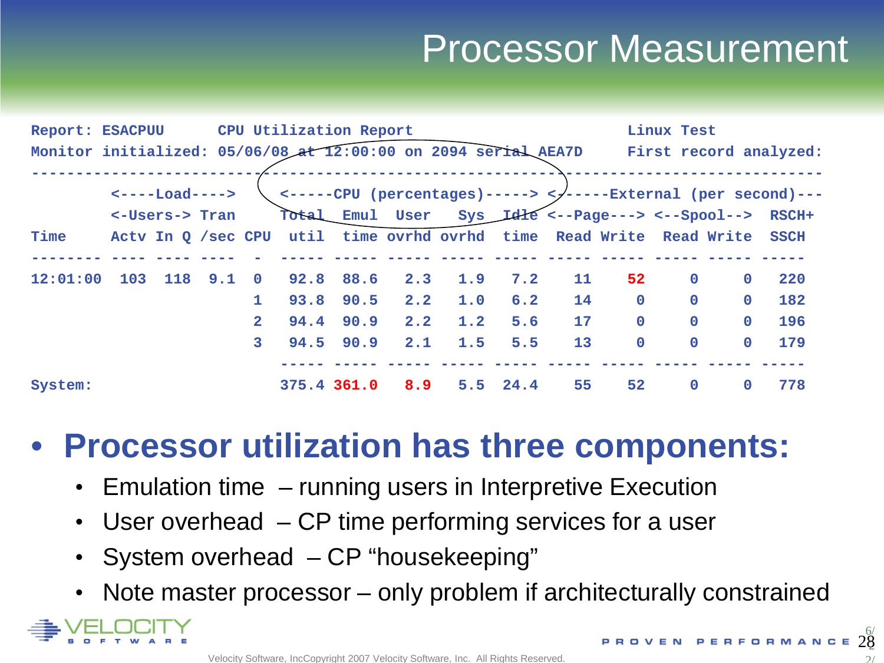# Processor Measurement

```
Report: ESACPUU      CPU Utilization Report                          Linux Test
Monitor initialized: 05/06/08 at 12:00:00 on 2094 serial AEA7D     First record analyzed:
------------------------------------------------------------------------------------------
         <----Load---->     <-----CPU (percentages)-----> <------External (per second)---
         <-Users-> Tran      Total  Emul  User   Sys  Idle <--Page---> <--Spool--> RSCH+
Time     Actv In Q /sec CPU  util  time ovrhd ovrhd  time  Read Write  Read Write  SSCH
-------- ---- ---- ---- -   ----- ----- ----- ----- ----- ----- ----- ----- ----- -----
12:01:00  103  118  9.1 0    92.8  88.6   2.3   1.9   7.2    11    52     0     0   220
                        1    93.8  90.5   2.2   1.0   6.2    14     0     0     0   182
                        2    94.4  90.9   2.2   1.2   5.6    17     0     0     0   196
                        3    94.5  90.9   2.1   1.5   5.5    13     0     0     0   179
                             ----- ----- ----- ----- ----- ----- ----- ----- ----- -----
System:                     375.4 361.0   8.9   5.5  24.4    55    52     0     0   778
```

- **Processor utilization has three components:**
  - Emulation time – running users in Interpretive Execution
  - User overhead – CP time performing services for a user
  - System overhead – CP “housekeeping”
  - Note master processor – only problem if architecturally constrained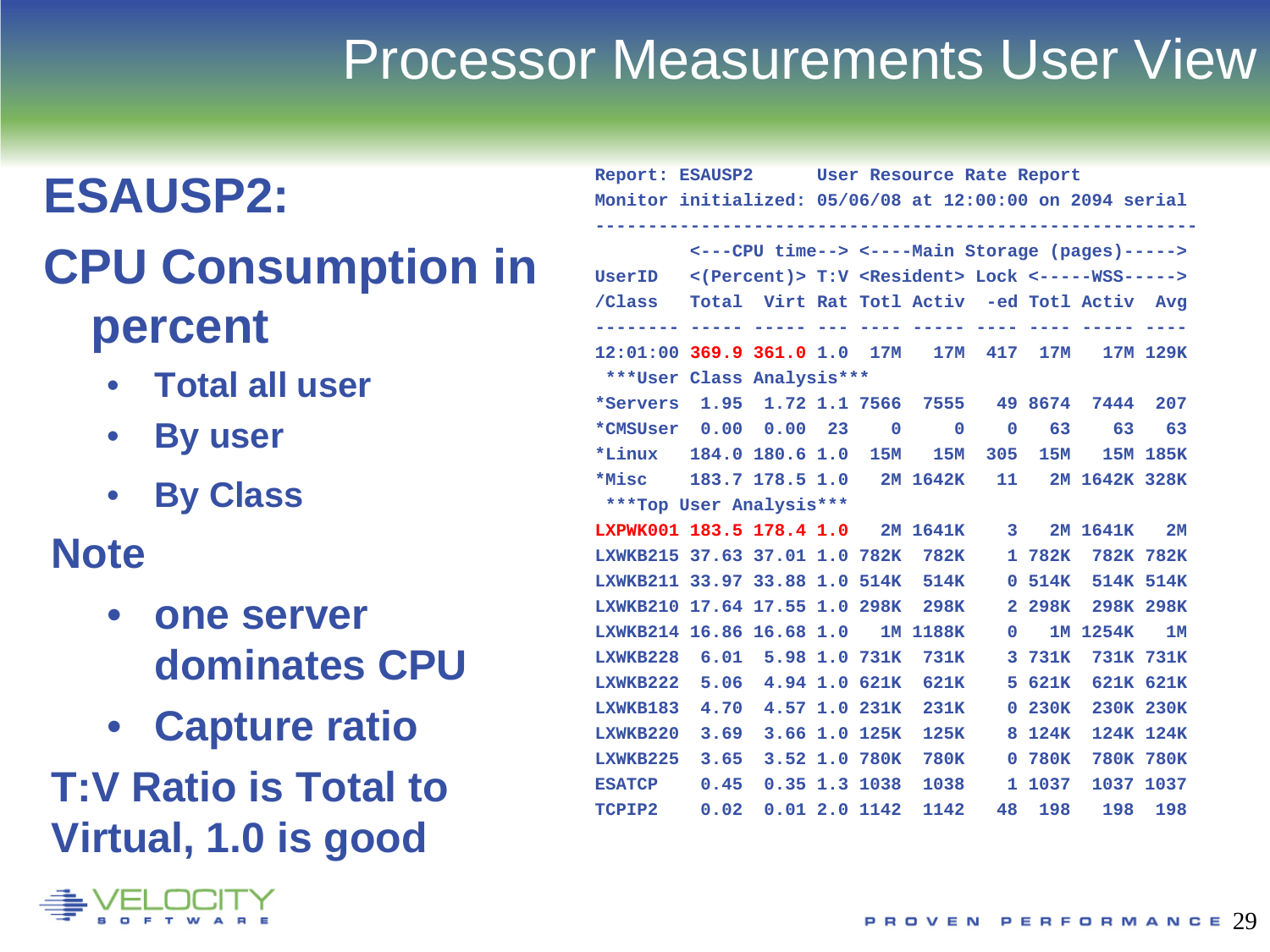# Processor Measurements User View

## ESAUSP2:

## CPU Consumption in percent

- **Total all user**
- **By user**
- **By Class**

### Note

- **one server dominates CPU**
- **Capture ratio**

**T:V Ratio is Total to Virtual, 1.0 is good**

```
Report: ESAUSP2      User Resource Rate Report
Monitor initialized: 05/06/08 at 12:00:00 on 2094 serial
---------------------------------------------------------
         <---CPU time--> <----Main Storage (pages)----->
UserID   <(Percent)> T:V <Resident> Lock <-----WSS----->
/Class   Total  Virt Rat Totl Activ  -ed Totl Activ  Avg
-------- ----- ----- --- ---- ----- ---- ---- ----- ----
12:01:00 369.9 361.0 1.0  17M   17M  417  17M   17M 129K
 ***User Class Analysis***
*Servers  1.95  1.72 1.1 7566  7555   49 8674  7444  207
*CMSUser  0.00  0.00  23    0     0    0   63    63   63
*Linux   184.0 180.6 1.0  15M   15M  305  15M   15M 185K
*Misc    183.7 178.5 1.0   2M 1642K   11   2M 1642K 328K
 ***Top User Analysis***
LXPWK001 183.5 178.4 1.0   2M 1641K    3   2M 1641K   2M
LXWKB215 37.63 37.01 1.0 782K  782K    1 782K  782K 782K
LXWKB211 33.97 33.88 1.0 514K  514K    0 514K  514K 514K
LXWKB210 17.64 17.55 1.0 298K  298K    2 298K  298K 298K
LXWKB214 16.86 16.68 1.0   1M 1188K    0   1M 1254K   1M
LXWKB228  6.01  5.98 1.0 731K  731K    3 731K  731K 731K
LXWKB222  5.06  4.94 1.0 621K  621K    5 621K  621K 621K
LXWKB183  4.70  4.57 1.0 231K  231K    0 230K  230K 230K
LXWKB220  3.69  3.66 1.0 125K  125K    8 124K  124K 124K
LXWKB225  3.65  3.52 1.0 780K  780K    0 780K  780K 780K
ESATCP    0.45  0.35 1.3 1038  1038    1 1037  1037 1037
TCPIP2    0.02  0.01 2.0 1142  1142   48  198   198  198
```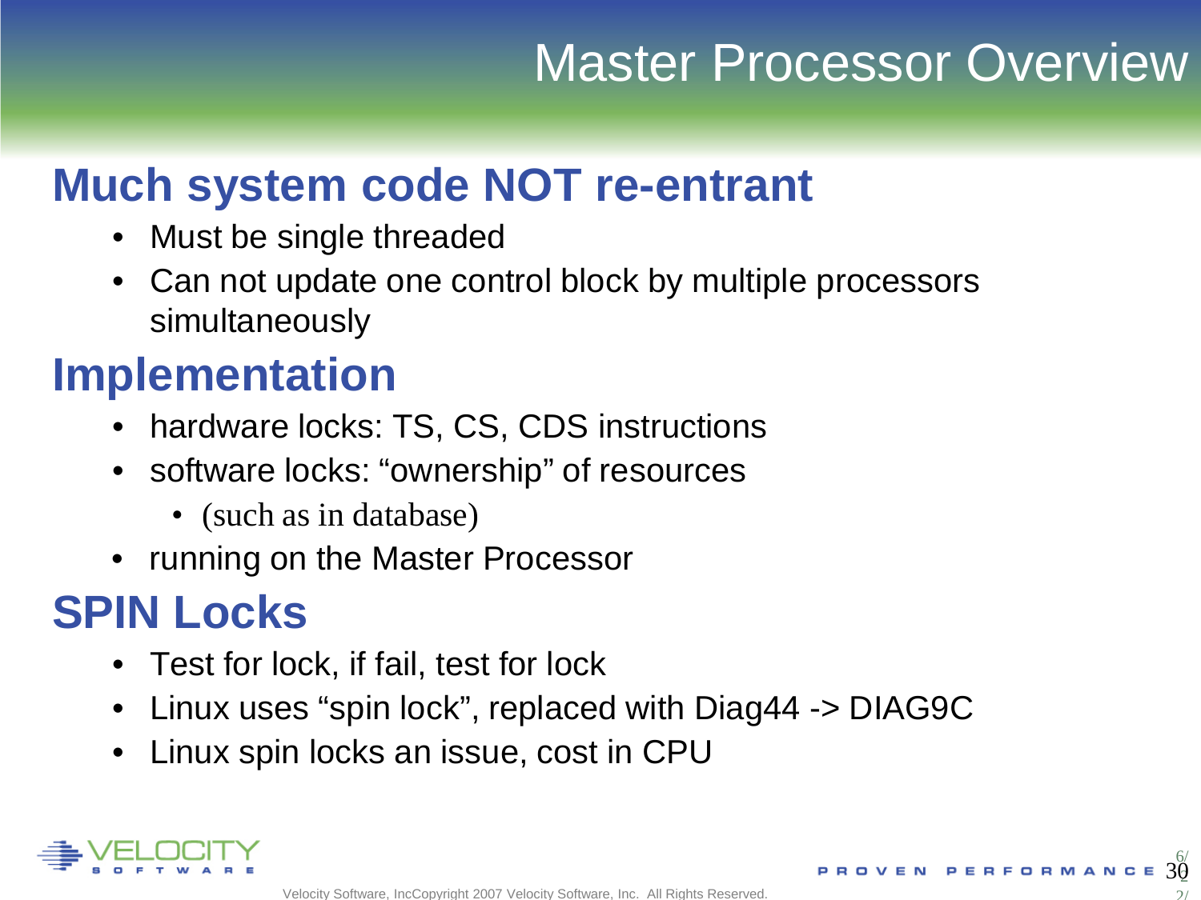# Master Processor Overview

## Much system code NOT re-entrant

- Must be single threaded
- Can not update one control block by multiple processors simultaneously

## Implementation

- hardware locks: TS, CS, CDS instructions
- software locks: “ownership” of resources
  - (such as in database)
- running on the Master Processor

## SPIN Locks

- Test for lock, if fail, test for lock
- Linux uses “spin lock”, replaced with Diag44 -> DIAG9C
- Linux spin locks an issue, cost in CPU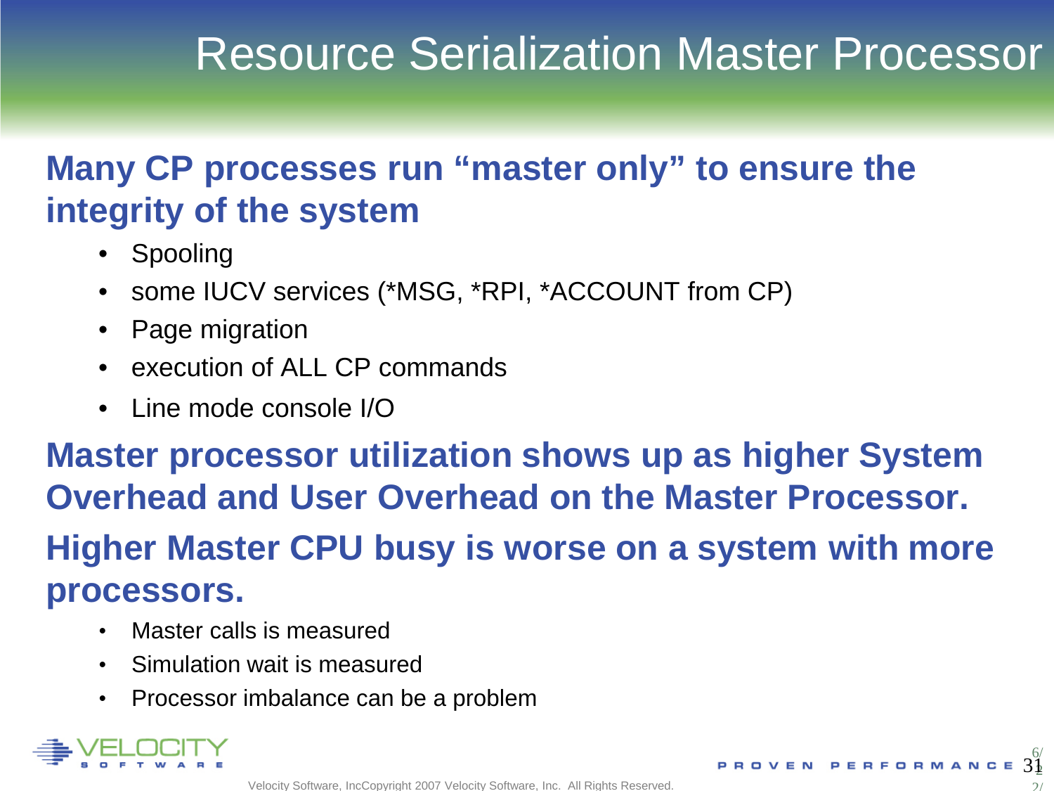# Resource Serialization Master Processor

**Many CP processes run "master only" to ensure the integrity of the system**

- Spooling
- some IUCV services (*MSG, *RPI, *ACCOUNT from CP)
- Page migration
- execution of ALL CP commands
- Line mode console I/O

**Master processor utilization shows up as higher System Overhead and User Overhead on the Master Processor.**

**Higher Master CPU busy is worse on a system with more processors.**

- Master calls is measured
- Simulation wait is measured
- Processor imbalance can be a problem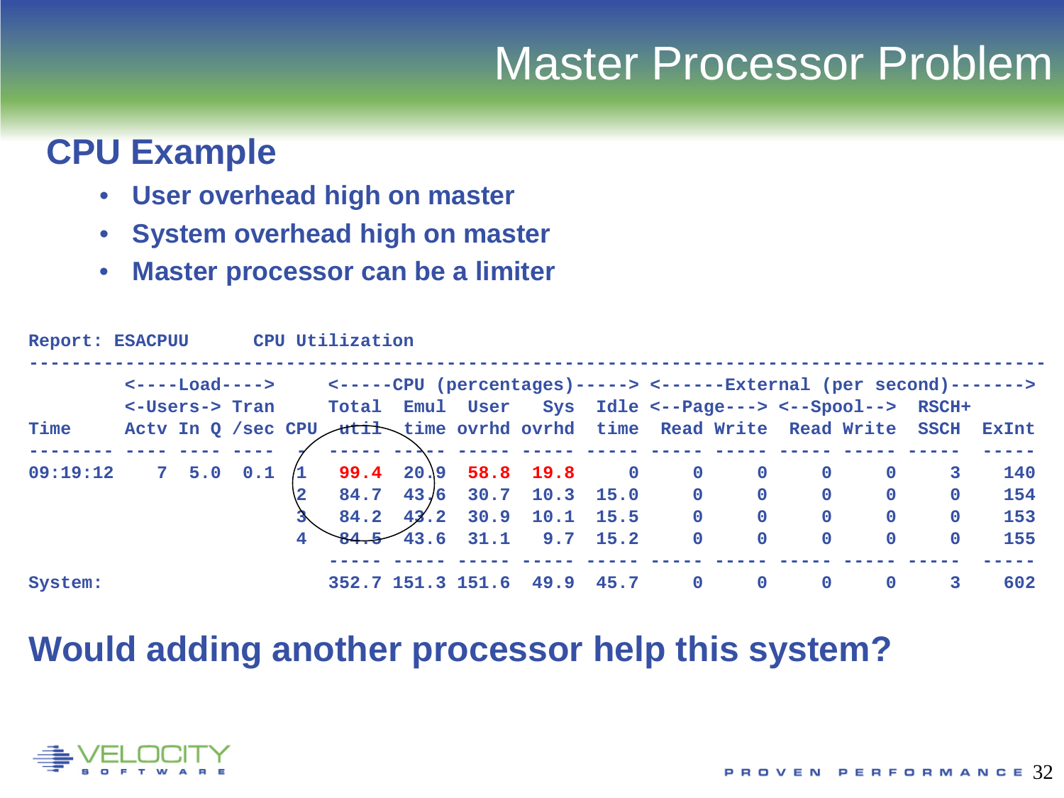# Master Processor Problem

## CPU Example

- User overhead high on master
- System overhead high on master
- Master processor can be a limiter

```
Report: ESACPUU      CPU Utilization
-----------------------------------------------------------------------------------------------
        <----Load---->     <-----CPU (percentages)-----> <------External (per second)------->
        <-Users-> Tran     Total  Emul  User   Sys  Idle <--Page---> <--Spool--> RSCH+
Time     Actv In Q /sec CPU  util  time ovrhd ovrhd  time  Read Write  Read Write  SSCH  ExInt
-------- ---- ---- ---- -  ----- ----- ----- ----- ----- ----- ----- ----- ----- -----  -----
09:19:12    7  5.0  0.1  1  99.4  20.9  58.8  19.8     0     0     0     0     0     3    140
                         2  84.7  43.6  30.7  10.3  15.0     0     0     0     0     0    154
                         3  84.2  43.2  30.9  10.1  15.5     0     0     0     0     0    153
                         4  84.5  43.6  31.1   9.7  15.2     0     0     0     0     0    155
                           ----- ----- ----- ----- ----- ----- ----- ----- ----- -----  -----
System:                    352.7 151.3 151.6  49.9  45.7     0     0     0     0     3    602
```

## Would adding another processor help this system?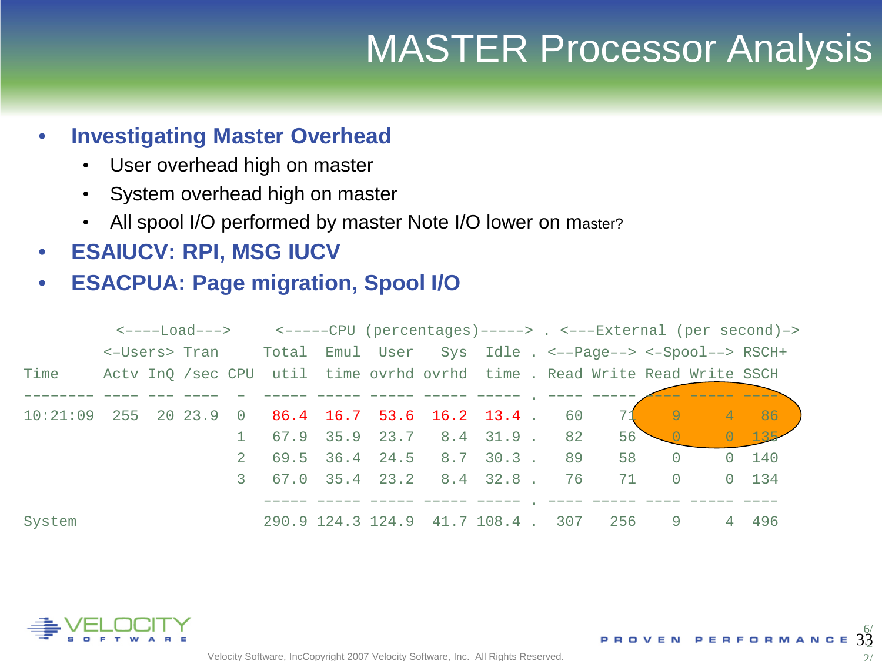# MASTER Processor Analysis

- **Investigating Master Overhead**
  - User overhead high on master
  - System overhead high on master
  - All spool I/O performed by master Note I/O lower on master?
- **ESAIUCV: RPI, MSG IUCV**
- **ESACPUA: Page migration, Spool I/O**

```
         <----Load--->     <-----CPU (percentages)-----> . <---External (per second)->
        <-Users> Tran      Total  Emul  User   Sys  Idle . <--Page--> <-Spool--> RSCH+
Time     Actv InQ /sec CPU  util  time ovrhd ovrhd  time . Read Write Read Write SSCH
-------- ---- --- ----  -  ----- ----- ----- ----- ----- . ---- ----- ---- ----- ----
10:21:09  255  20 23.9  0   86.4  16.7  53.6  16.2  13.4 .   60    71    9     4   86
                        1   67.9  35.9  23.7   8.4  31.9 .   82    56    0     0  135
                        2   69.5  36.4  24.5   8.7  30.3 .   89    58    0     0  140
                        3   67.0  35.4  23.2   8.4  32.8 .   76    71    0     0  134
                            ----- ----- ----- ----- ----- . ---- ----- ---- ----- ----
System                      290.9 124.3 124.9  41.7 108.4 .  307   256    9     4  496
```

Velocity Software, IncCopyright 2007 Velocity Software, Inc. All Rights Reserved.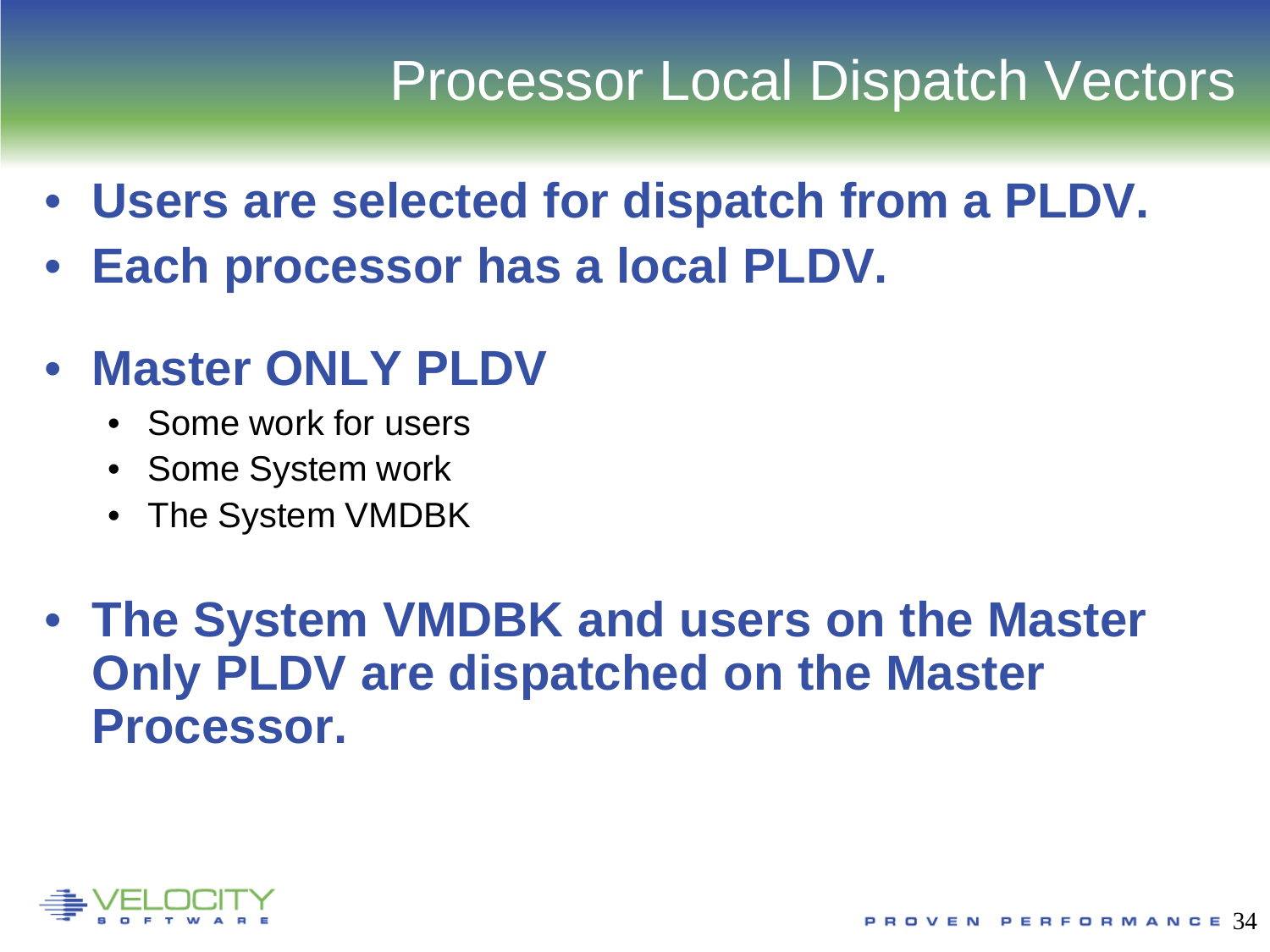# Processor Local Dispatch Vectors

- **Users are selected for dispatch from a PLDV.**
- **Each processor has a local PLDV.**

- **Master ONLY PLDV**
  - Some work for users
  - Some System work
  - The System VMDBK

- **The System VMDBK and users on the Master Only PLDV are dispatched on the Master Processor.**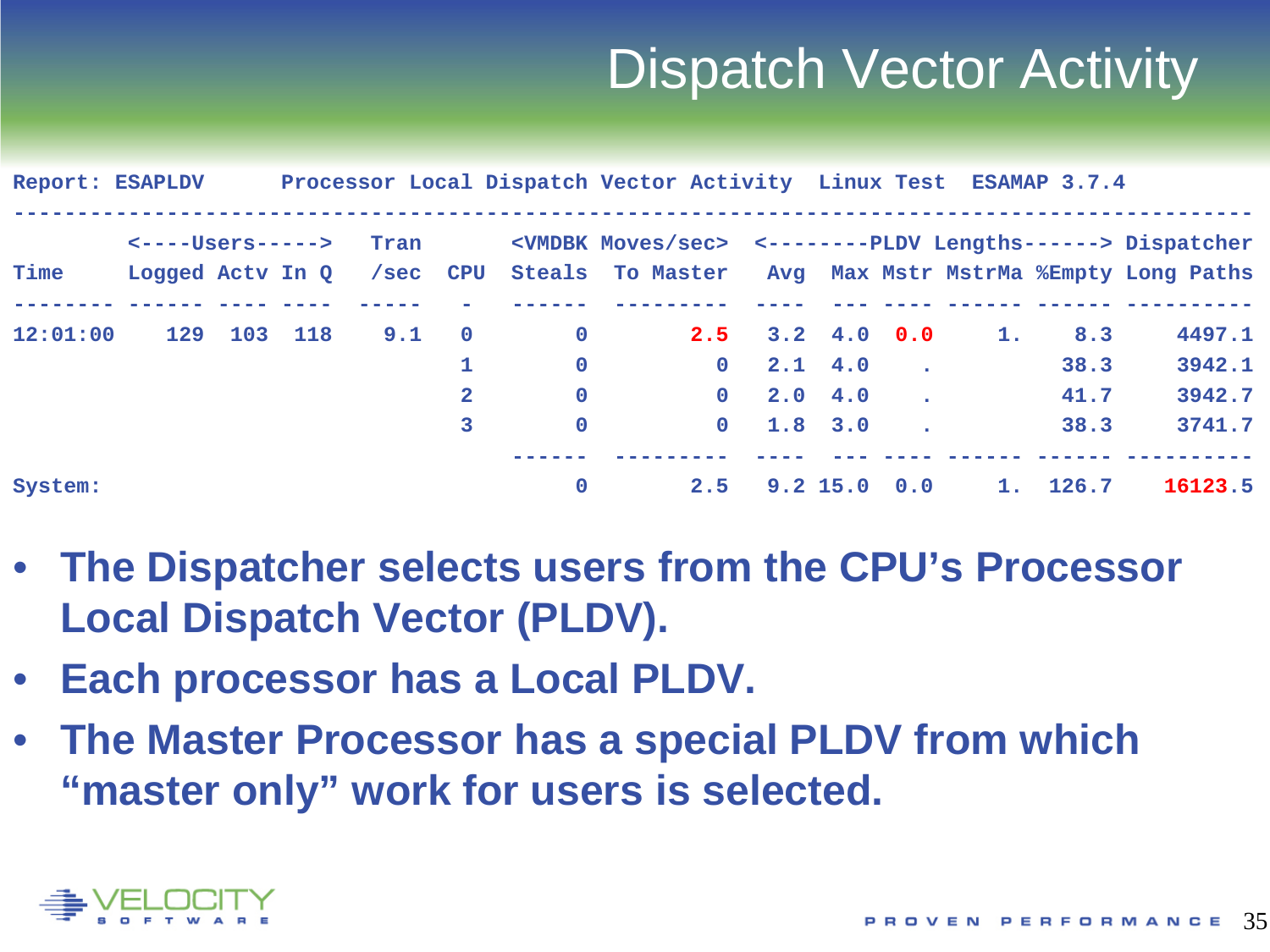# Dispatch Vector Activity

```
Report: ESAPLDV      Processor Local Dispatch Vector Activity  Linux Test  ESAMAP 3.7.4
-----------------------------------------------------------------------------------------------
         <----Users-----> Tran       <VMDBK Moves/sec> <--------PLDV Lengths------> Dispatcher
Time     Logged Actv In Q  /sec  CPU  Steals  To Master  Avg  Max Mstr MstrMa %Empty Long Paths
-------- ------ ---- ---- -----  -  ------ ---------  ---- --- ---- ------ ------ ----------
12:01:00    129  103  118   9.1  0       0       2.5   3.2  4.0  0.0     1.    8.3     4497.1
                                 1       0         0   2.1  4.0    .           38.3     3942.1
                                 2       0         0   2.0  4.0    .           41.7     3942.7
                                 3       0         0   1.8  3.0    .           38.3     3741.7
                                    ------ ---------  ---- --- ---- ------ ------ ----------
System:                                  0       2.5   9.2 15.0  0.0     1.  126.7    16123.5
```

- **The Dispatcher selects users from the CPU's Processor Local Dispatch Vector (PLDV).**
- **Each processor has a Local PLDV.**
- **The Master Processor has a special PLDV from which "master only" work for users is selected.**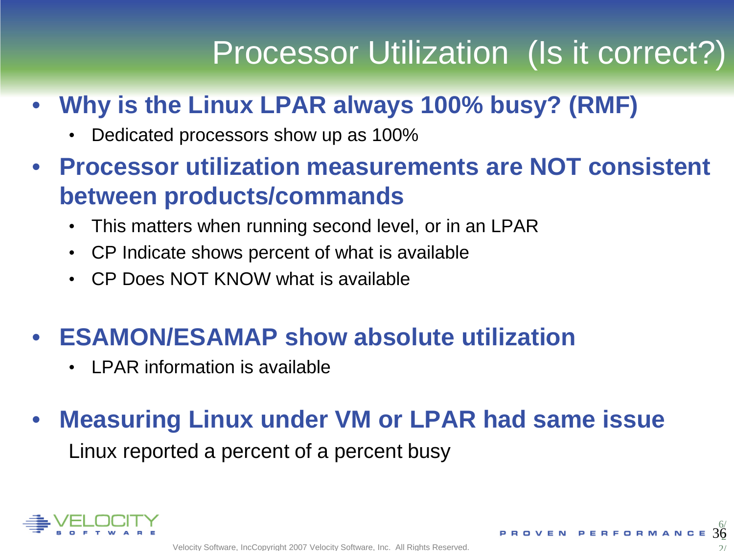# Processor Utilization (Is it correct?)

- **Why is the Linux LPAR always 100% busy? (RMF)**
  - Dedicated processors show up as 100%
- **Processor utilization measurements are NOT consistent between products/commands**
  - This matters when running second level, or in an LPAR
  - CP Indicate shows percent of what is available
  - CP Does NOT KNOW what is available
- **ESAMON/ESAMAP show absolute utilization**
  - LPAR information is available
- **Measuring Linux under VM or LPAR had same issue**

  Linux reported a percent of a percent busy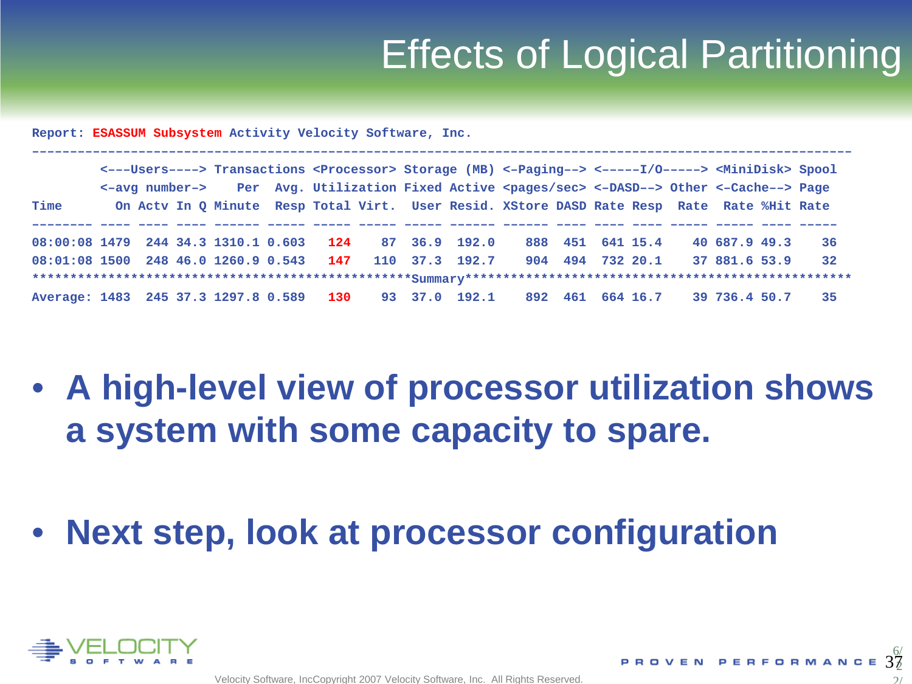# Effects of Logical Partitioning

```
Report: ESASSUM Subsystem Activity Velocity Software, Inc.
--------------------------------------------------------------------------------------------------------------
         <---Users----> Transactions <Processor> Storage (MB) <-Paging--> <-----I/O-----> <MiniDisk> Spool
         <-avg number->    Per  Avg. Utilization Fixed Active <pages/sec> <-DASD--> Other <--Cache--> Page
Time       On Actv In Q Minute  Resp Total Virt.  User Resid. XStore DASD Rate Resp  Rate  Rate %Hit Rate
-------- ---- ---- ---- ------ ----- ----- -----  ----- ------ ------ ---- ---- ---- ----- ----- ---- -----
08:00:08 1479  244 34.3 1310.1 0.603   124    87  36.9  192.0    888  451  641 15.4    40 687.9 49.3    36
08:01:08 1500  248 46.0 1260.9 0.543   147   110  37.3  192.7    904  494  732 20.1    37 881.6 53.9    32
**************************************************Summary*************************************************
Average: 1483  245 37.3 1297.8 0.589   130    93  37.0  192.1    892  461  664 16.7    39 736.4 50.7    35
```

- **A high-level view of processor utilization shows a system with some capacity to spare.**

- **Next step, look at processor configuration**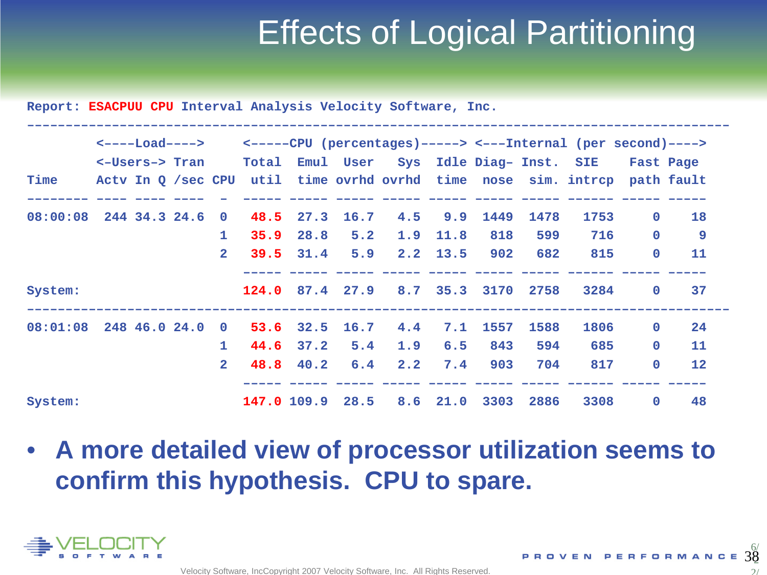# Effects of Logical Partitioning

Report: ESACPUU CPU Interval Analysis Velocity Software, Inc.

| | <----Load----> | | | | <-----CPU (percentages)-----> | | | | | <---Internal (per second)----> | | | | |
|---|---|---|---|---|---|---|---|---|---|---|---|---|---|---|
| | <-Users-> | | Tran | | Total | Emul | User | Sys | Idle | Diag- | Inst. | SIE | Fast | Page |
| Time | Actv | In Q | /sec | CPU | util | time | ovrhd | ovrhd | time | nose | sim. | intrcp | path | fault |
| 08:00:08 | 244 | 34.3 | 24.6 | 0 | 48.5 | 27.3 | 16.7 | 4.5 | 9.9 | 1449 | 1478 | 1753 | 0 | 18 |
| | | | | 1 | 35.9 | 28.8 | 5.2 | 1.9 | 11.8 | 818 | 599 | 716 | 0 | 9 |
| | | | | 2 | 39.5 | 31.4 | 5.9 | 2.2 | 13.5 | 902 | 682 | 815 | 0 | 11 |
| System: | | | | | 124.0 | 87.4 | 27.9 | 8.7 | 35.3 | 3170 | 2758 | 3284 | 0 | 37 |
| 08:01:08 | 248 | 46.0 | 24.0 | 0 | 53.6 | 32.5 | 16.7 | 4.4 | 7.1 | 1557 | 1588 | 1806 | 0 | 24 |
| | | | | 1 | 44.6 | 37.2 | 5.4 | 1.9 | 6.5 | 843 | 594 | 685 | 0 | 11 |
| | | | | 2 | 48.8 | 40.2 | 6.4 | 2.2 | 7.4 | 903 | 704 | 817 | 0 | 12 |
| System: | | | | | 147.0 | 109.9 | 28.5 | 8.6 | 21.0 | 3303 | 2886 | 3308 | 0 | 48 |

- **A more detailed view of processor utilization seems to confirm this hypothesis. CPU to spare.**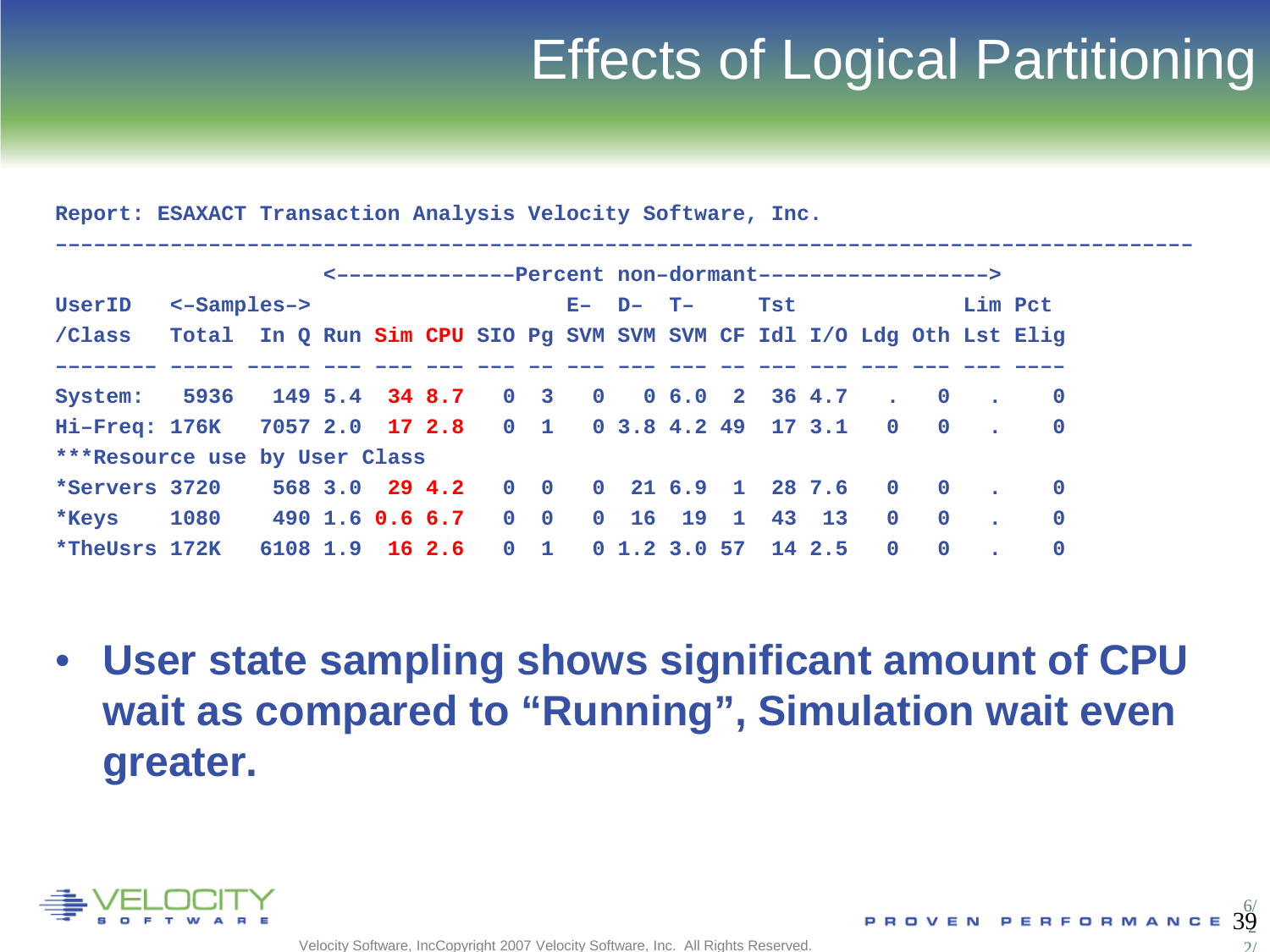# Effects of Logical Partitioning

```
Report: ESAXACT Transaction Analysis Velocity Software, Inc.
-----------------------------------------------------------------------------------------
                    <--------------Percent non-dormant----------------->
UserID   <-Samples->                  E-  D-  T-     Tst             Lim Pct
/Class   Total  In Q Run Sim CPU SIO Pg SVM SVM SVM CF Idl I/O Ldg Oth Lst Elig
-------- ----- ----- --- --- --- --- -- --- --- --- -- --- --- --- --- --- ----
System:   5936   149 5.4  34 8.7   0  3   0   0 6.0  2  36 4.7   .   0   .    0
Hi-Freq: 176K   7057 2.0  17 2.8   0  1   0 3.8 4.2 49  17 3.1   0   0   .    0
***Resource use by User Class
*Servers 3720    568 3.0  29 4.2   0  0   0  21 6.9  1  28 7.6   0   0   .    0
*Keys    1080    490 1.6 0.6 6.7   0  0   0  16  19  1  43  13   0   0   .    0
*TheUsrs 172K   6108 1.9  16 2.6   0  1   0 1.2 3.0 57  14 2.5   0   0   .    0
```

- **User state sampling shows significant amount of CPU wait as compared to “Running”, Simulation wait even greater.**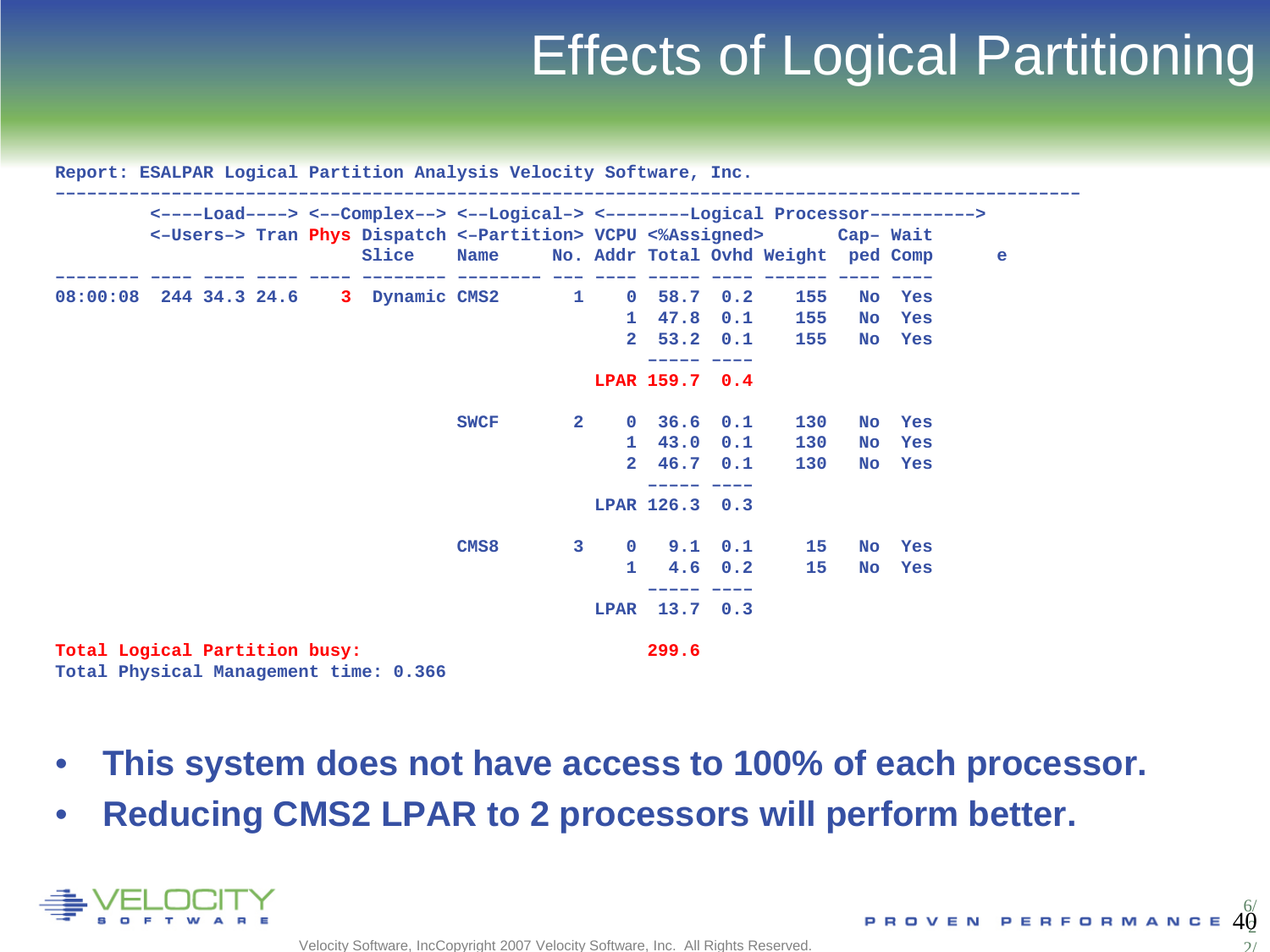# Effects of Logical Partitioning

```
Report: ESALPAR Logical Partition Analysis Velocity Software, Inc.
------------------------------------------------------------------------------------------------
         <----Load----> <--Complex--> <--Logical-> <--------Logical Processor---------->
         <-Users-> Tran Phys Dispatch <-Partition> VCPU <%Assigned>       Cap- Wait
                             Slice    Name      No. Addr Total Ovhd Weight  ped Comp      e
-------- ---- ---- ---- ---- -------- -------- --- ---- ----- ---- ------ ---- ----
08:00:08  244 34.3 24.6    3  Dynamic CMS2       1    0  58.7  0.2    155   No  Yes
                                                      1  47.8  0.1    155   No  Yes
                                                      2  53.2  0.1    155   No  Yes
                                                         ----- ----
                                                 LPAR 159.7  0.4

                                      SWCF       2    0  36.6  0.1    130   No  Yes
                                                      1  43.0  0.1    130   No  Yes
                                                      2  46.7  0.1    130   No  Yes
                                                         ----- ----
                                                 LPAR 126.3  0.3

                                      CMS8       3    0   9.1  0.1     15   No  Yes
                                                      1   4.6  0.2     15   No  Yes
                                                         ----- ----
                                                 LPAR  13.7  0.3

Total Logical Partition busy:                           299.6
Total Physical Management time: 0.366
```

- **This system does not have access to 100% of each processor.**
- **Reducing CMS2 LPAR to 2 processors will perform better.**

Velocity Software, IncCopyright 2007 Velocity Software, Inc. All Rights Reserved.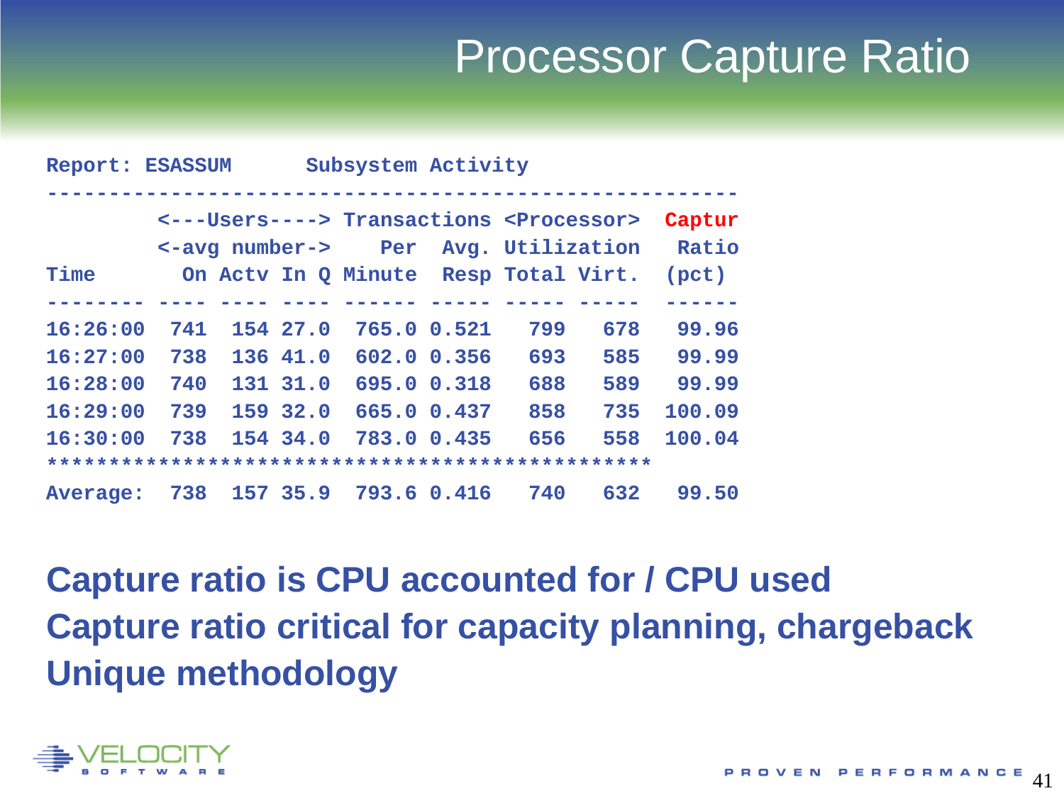# Processor Capture Ratio

```
Report: ESASSUM      Subsystem Activity
-------------------------------------------------------
         <---Users----> Transactions <Processor>  Captur
         <-avg number->    Per  Avg. Utilization  Ratio
Time       On Actv In Q Minute  Resp Total Virt.  (pct)
-------- ---- ---- ---- ------ ----- ----- -----  ------
16:26:00  741  154 27.0  765.0 0.521   799   678   99.96
16:27:00  738  136 41.0  602.0 0.356   693   585   99.99
16:28:00  740  131 31.0  695.0 0.318   688   589   99.99
16:29:00  739  159 32.0  665.0 0.437   858   735  100.09
16:30:00  738  154 34.0  783.0 0.435   656   558  100.04
*************************************************
Average:  738  157 35.9  793.6 0.416   740   632   99.50
```

**Capture ratio is CPU accounted for / CPU used**

**Capture ratio critical for capacity planning, chargeback**

**Unique methodology**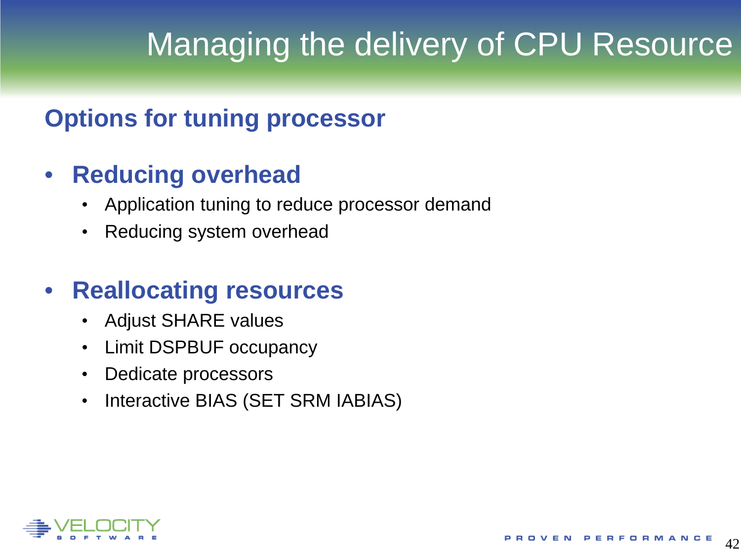# Managing the delivery of CPU Resource

## Options for tuning processor

- **Reducing overhead**
  - Application tuning to reduce processor demand
  - Reducing system overhead

- **Reallocating resources**
  - Adjust SHARE values
  - Limit DSPBUF occupancy
  - Dedicate processors
  - Interactive BIAS (SET SRM IABIAS)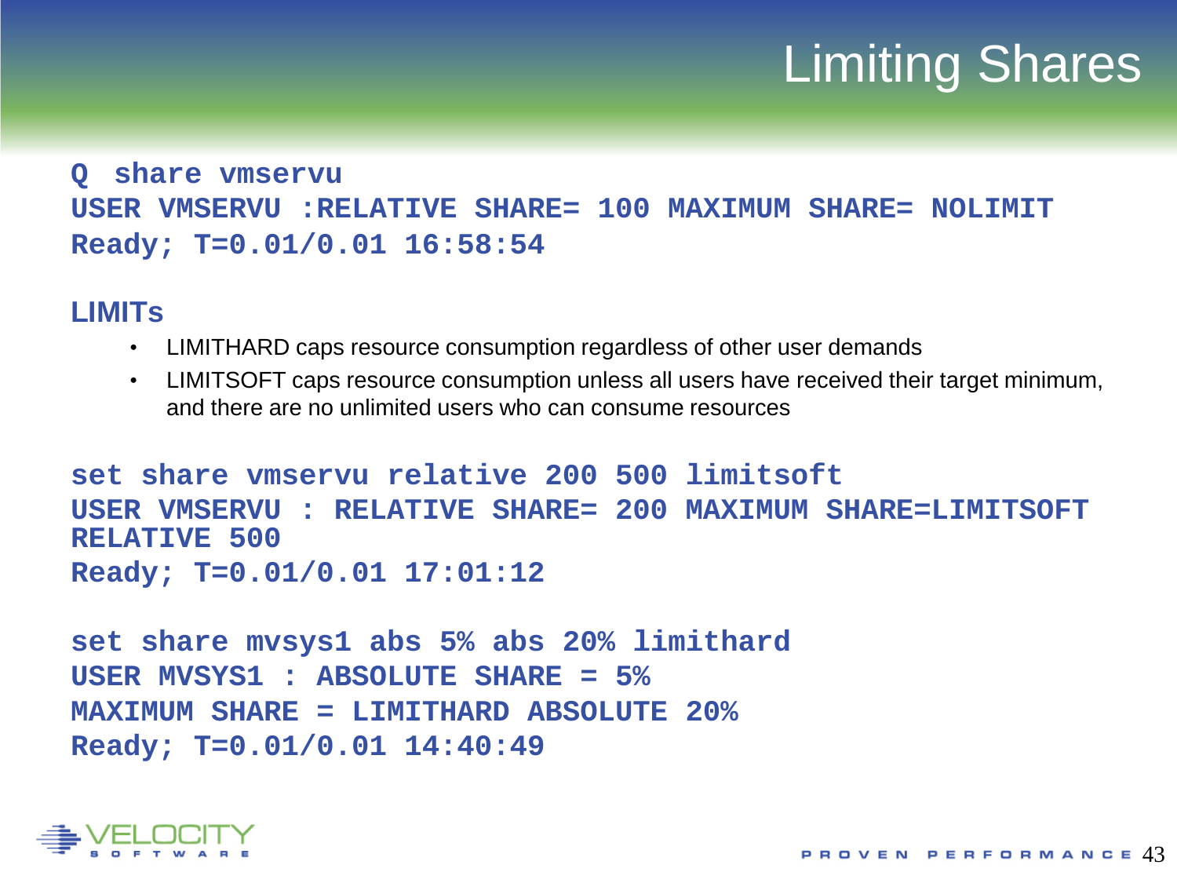# Limiting Shares

```
Q share vmservu
USER VMSERVU :RELATIVE SHARE= 100 MAXIMUM SHARE= NOLIMIT
Ready; T=0.01/0.01 16:58:54
```

**LIMITs**

- LIMITHARD caps resource consumption regardless of other user demands
- LIMITSOFT caps resource consumption unless all users have received their target minimum, and there are no unlimited users who can consume resources

```
set share vmservu relative 200 500 limitsoft
USER VMSERVU : RELATIVE SHARE= 200 MAXIMUM SHARE=LIMITSOFT
RELATIVE 500
Ready; T=0.01/0.01 17:01:12
```

```
set share mvsys1 abs 5% abs 20% limithard
USER MVSYS1 : ABSOLUTE SHARE = 5%
MAXIMUM SHARE = LIMITHARD ABSOLUTE 20%
Ready; T=0.01/0.01 14:40:49
```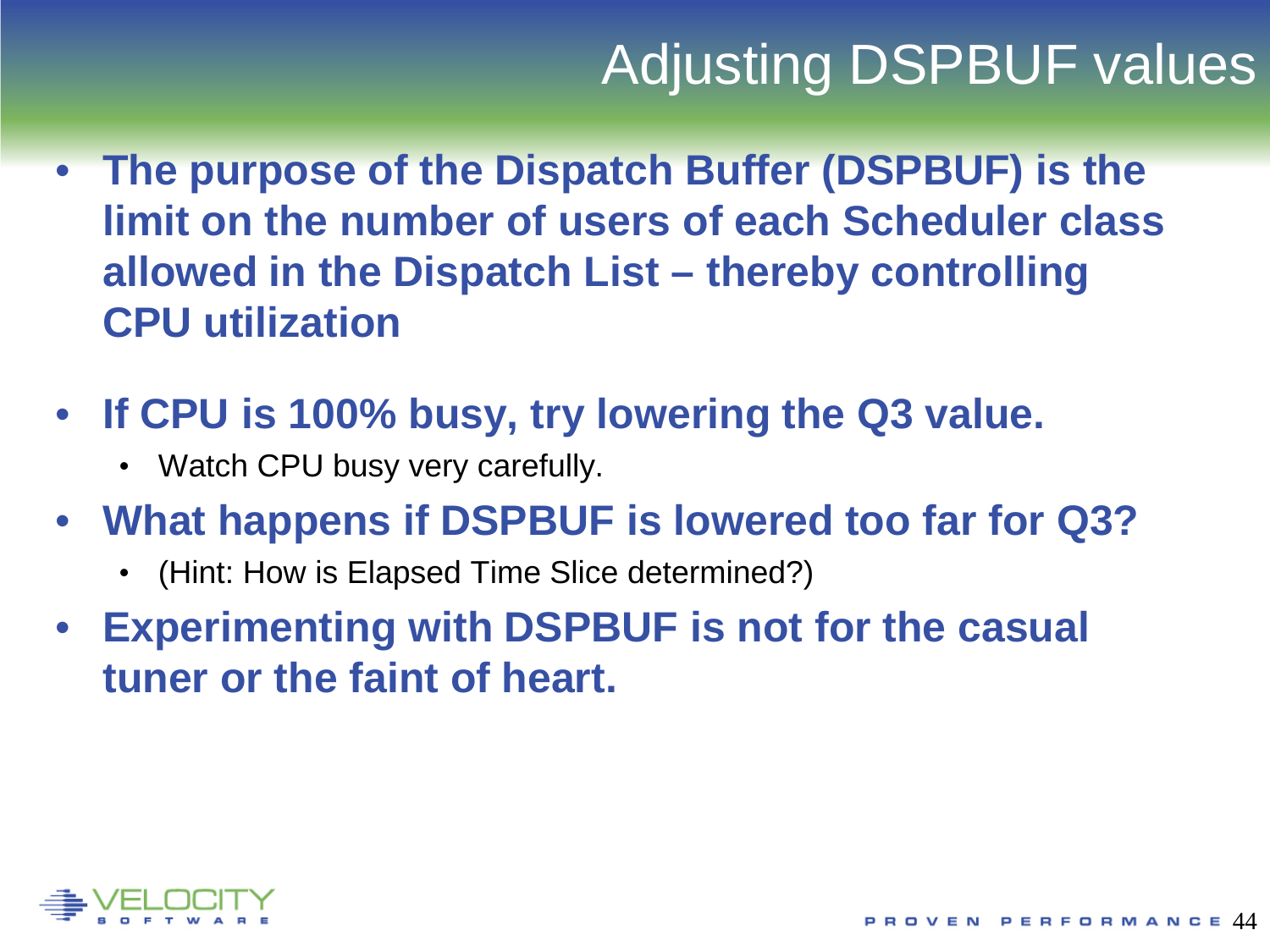# Adjusting DSPBUF values

- **The purpose of the Dispatch Buffer (DSPBUF) is the limit on the number of users of each Scheduler class allowed in the Dispatch List – thereby controlling CPU utilization**
- **If CPU is 100% busy, try lowering the Q3 value.**
  - Watch CPU busy very carefully.
- **What happens if DSPBUF is lowered too far for Q3?**
  - (Hint: How is Elapsed Time Slice determined?)
- **Experimenting with DSPBUF is not for the casual tuner or the faint of heart.**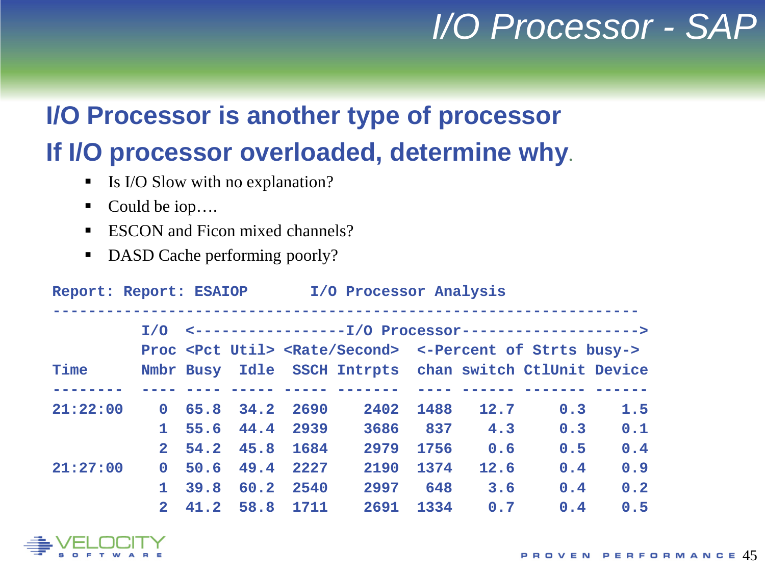# I/O Processor - SAP

## I/O Processor is another type of processor

## If I/O processor overloaded, determine why.

- Is I/O Slow with no explanation?
- Could be iop….
- ESCON and Ficon mixed channels?
- DASD Cache performing poorly?

```
Report: Report: ESAIOP       I/O Processor Analysis
------------------------------------------------------------------
          I/O  <-----------------I/O Processor------------------->
          Proc <Pct Util> <Rate/Second>  <-Percent of Strts busy->
Time      Nmbr Busy  Idle  SSCH Intrpts  chan switch CtlUnit Device
--------  ---- ---- ----- ----- -------  ---- ------ ------- ------
21:22:00     0 65.8  34.2  2690    2402  1488   12.7     0.3    1.5
             1 55.6  44.4  2939    3686   837    4.3     0.3    0.1
             2 54.2  45.8  1684    2979  1756    0.6     0.5    0.4
21:27:00     0 50.6  49.4  2227    2190  1374   12.6     0.4    0.9
             1 39.8  60.2  2540    2997   648    3.6     0.4    0.2
             2 41.2  58.8  1711    2691  1334    0.7     0.4    0.5
```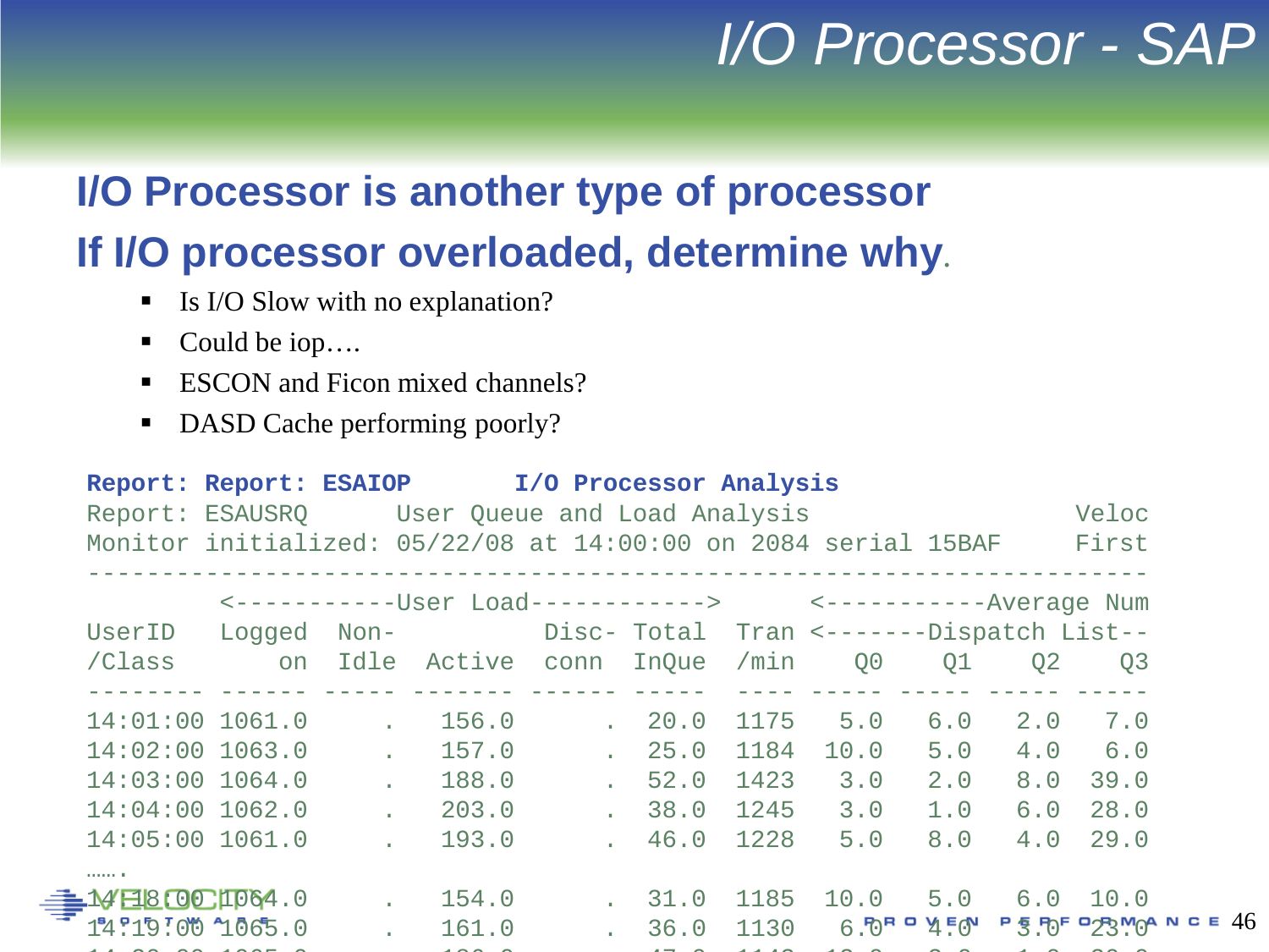# I/O Processor - SAP

## I/O Processor is another type of processor

## If I/O processor overloaded, determine why.

- Is I/O Slow with no explanation?
- Could be iop….
- ESCON and Ficon mixed channels?
- DASD Cache performing poorly?

```
Report: Report: ESAIOP       I/O Processor Analysis
Report: ESAUSRQ      User Queue and Load Analysis                  Veloc
Monitor initialized: 05/22/08 at 14:00:00 on 2084 serial 15BAF     First
------------------------------------------------------------------------
         <-----------User Load------------>     <-----------Average Num
UserID   Logged  Non-         Disc- Total  Tran <-------Dispatch List--
/Class      on  Idle  Active  conn  InQue  /min    Q0    Q1    Q2    Q3
-------- ------ ----- ------- ------ -----  ---- ----- ----- ----- -----
14:01:00 1061.0     .   156.0      .  20.0  1175   5.0   6.0   2.0   7.0
14:02:00 1063.0     .   157.0      .  25.0  1184  10.0   5.0   4.0   6.0
14:03:00 1064.0     .   188.0      .  52.0  1423   3.0   2.0   8.0  39.0
14:04:00 1062.0     .   203.0      .  38.0  1245   3.0   1.0   6.0  28.0
14:05:00 1061.0     .   193.0      .  46.0  1228   5.0   8.0   4.0  29.0
…….
14:18:00 1064.0     .   154.0      .  31.0  1185  10.0   5.0   6.0  10.0
14:19:00 1065.0     .   161.0      .  36.0  1130   6.0   4.0   3.0  23.0
```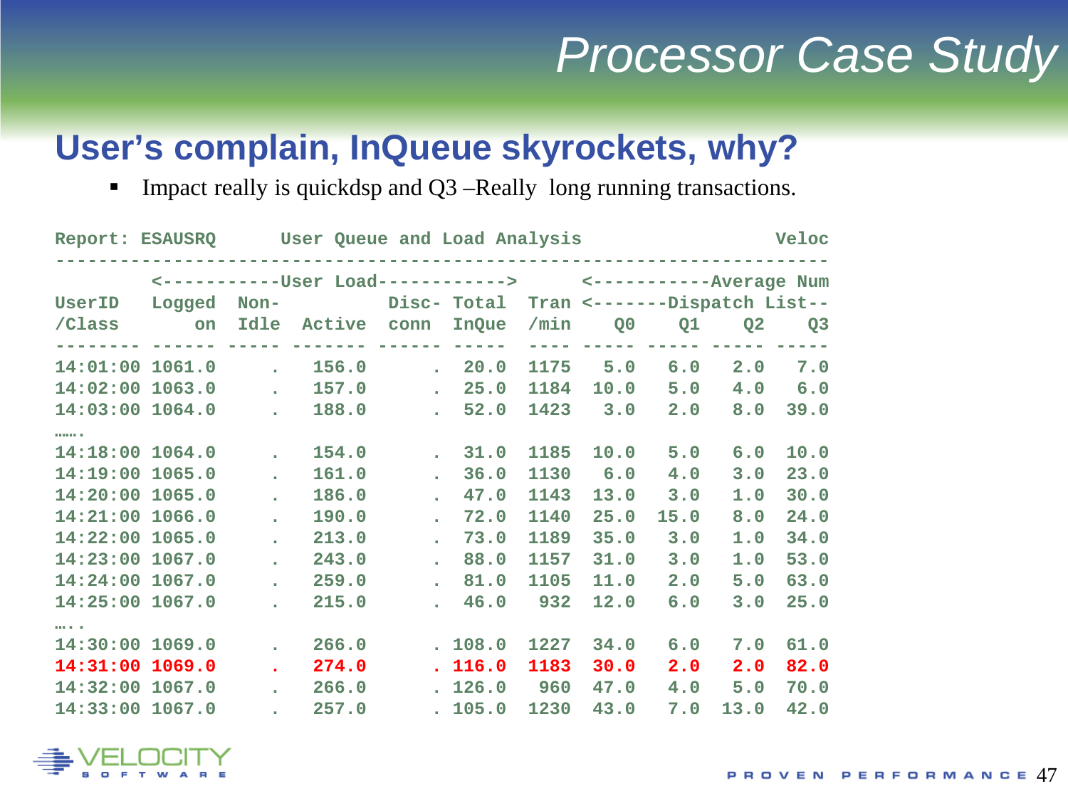# Processor Case Study

## User's complain, InQueue skyrockets, why?

- Impact really is quickdsp and Q3 –Really long running transactions.

```
Report: ESAUSRQ      User Queue and Load Analysis                   Veloc
-----------------------------------------------------------------------
         <-----------User Load------------>      <-----------Average Num
UserID   Logged  Non-          Disc- Total  Tran <-------Dispatch List--
/Class       on  Idle  Active  conn  InQue  /min    Q0    Q1    Q2    Q3
-------- ------ ----- ------- ------ -----  ---- ----- ----- ----- -----
14:01:00 1061.0     .   156.0      .  20.0  1175   5.0   6.0   2.0   7.0
14:02:00 1063.0     .   157.0      .  25.0  1184  10.0   5.0   4.0   6.0
14:03:00 1064.0     .   188.0      .  52.0  1423   3.0   2.0   8.0  39.0
…….
14:18:00 1064.0     .   154.0      .  31.0  1185  10.0   5.0   6.0  10.0
14:19:00 1065.0     .   161.0      .  36.0  1130   6.0   4.0   3.0  23.0
14:20:00 1065.0     .   186.0      .  47.0  1143  13.0   3.0   1.0  30.0
14:21:00 1066.0     .   190.0      .  72.0  1140  25.0  15.0   8.0  24.0
14:22:00 1065.0     .   213.0      .  73.0  1189  35.0   3.0   1.0  34.0
14:23:00 1067.0     .   243.0      .  88.0  1157  31.0   3.0   1.0  53.0
14:24:00 1067.0     .   259.0      .  81.0  1105  11.0   2.0   5.0  63.0
14:25:00 1067.0     .   215.0      .  46.0   932  12.0   6.0   3.0  25.0
…..
14:30:00 1069.0     .   266.0      . 108.0  1227  34.0   6.0   7.0  61.0
14:31:00 1069.0     .   274.0      . 116.0  1183  30.0   2.0   2.0  82.0
14:32:00 1067.0     .   266.0      . 126.0   960  47.0   4.0   5.0  70.0
14:33:00 1067.0     .   257.0      . 105.0  1230  43.0   7.0  13.0  42.0
```

PROVEN PERFORMANCE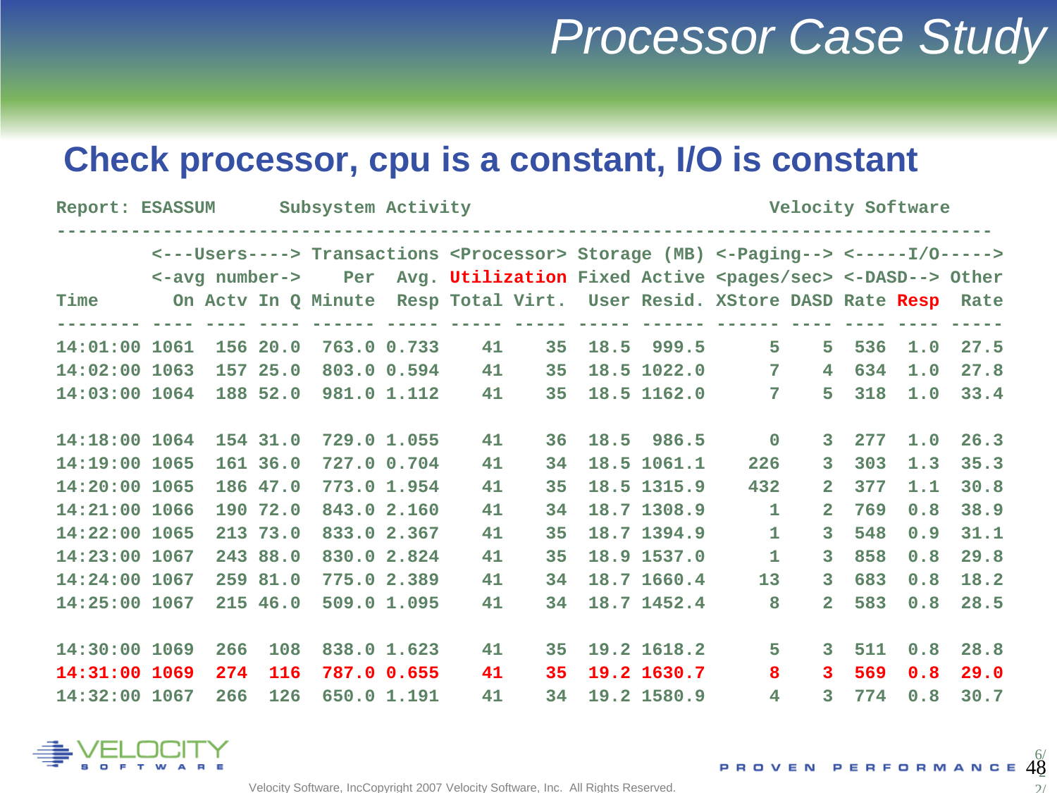# Processor Case Study

## Check processor, cpu is a constant, I/O is constant

```
Report: ESASSUM      Subsystem Activity                               Velocity Software
------------------------------------------------------------------------------------------
         <---Users----> Transactions <Processor> Storage (MB) <-Paging--> <-----I/O----->
         <-avg number->    Per   Avg. Utilization Fixed Active <pages/sec> <-DASD--> Other
Time       On Actv In Q Minute  Resp Total Virt.  User Resid. XStore DASD Rate Resp  Rate
-------- ---- ---- ---- ------ ----- ----- ----- ----- ------ ------ ---- ---- ---- -----
14:01:00 1061  156 20.0  763.0 0.733    41    35  18.5  999.5      5    5  536  1.0  27.5
14:02:00 1063  157 25.0  803.0 0.594    41    35  18.5 1022.0      7    4  634  1.0  27.8
14:03:00 1064  188 52.0  981.0 1.112    41    35  18.5 1162.0      7    5  318  1.0  33.4

14:18:00 1064  154 31.0  729.0 1.055    41    36  18.5  986.5      0    3  277  1.0  26.3
14:19:00 1065  161 36.0  727.0 0.704    41    34  18.5 1061.1    226    3  303  1.3  35.3
14:20:00 1065  186 47.0  773.0 1.954    41    35  18.5 1315.9    432    2  377  1.1  30.8
14:21:00 1066  190 72.0  843.0 2.160    41    34  18.7 1308.9      1    2  769  0.8  38.9
14:22:00 1065  213 73.0  833.0 2.367    41    35  18.7 1394.9      1    3  548  0.9  31.1
14:23:00 1067  243 88.0  830.0 2.824    41    35  18.9 1537.0      1    3  858  0.8  29.8
14:24:00 1067  259 81.0  775.0 2.389    41    34  18.7 1660.4     13    3  683  0.8  18.2
14:25:00 1067  215 46.0  509.0 1.095    41    34  18.7 1452.4      8    2  583  0.8  28.5

14:30:00 1069  266  108  838.0 1.623    41    35  19.2 1618.2      5    3  511  0.8  28.8
14:31:00 1069  274  116  787.0 0.655    41    35  19.2 1630.7      8    3  569  0.8  29.0
14:32:00 1067  266  126  650.0 1.191    41    34  19.2 1580.9      4    3  774  0.8  30.7
```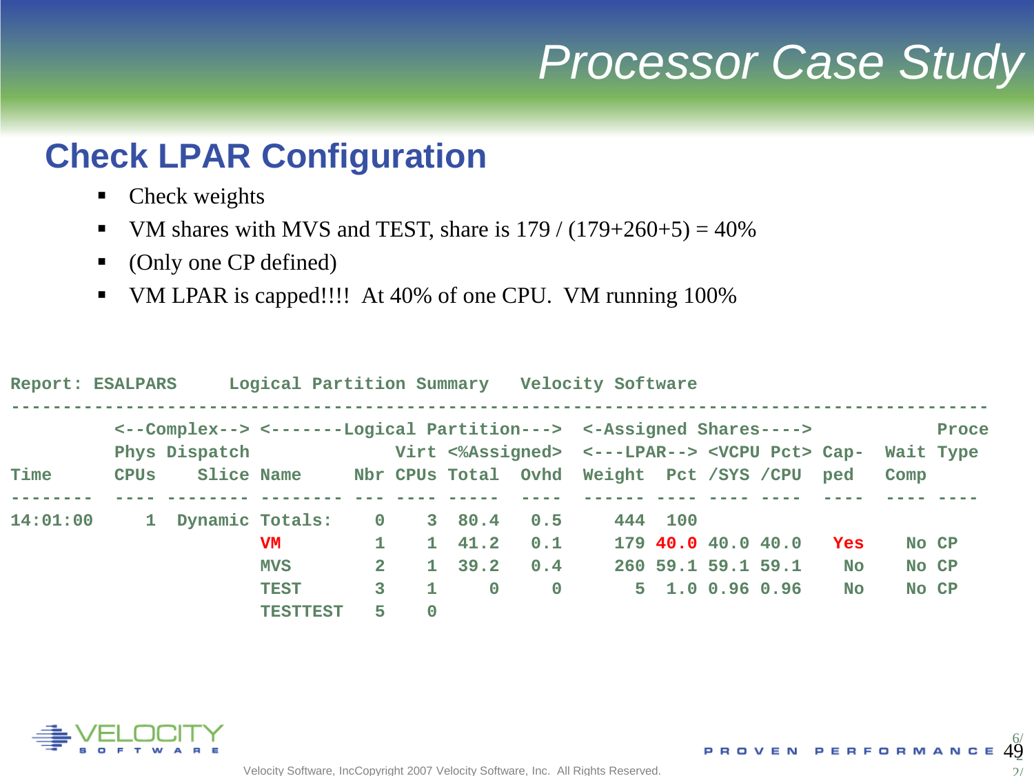# Processor Case Study

## Check LPAR Configuration

- Check weights
- VM shares with MVS and TEST, share is 179 / (179+260+5) = 40%
- (Only one CP defined)
- VM LPAR is capped!!!! At 40% of one CPU. VM running 100%

```
Report: ESALPARS     Logical Partition Summary   Velocity Software
----------------------------------------------------------------------------------------------
         <--Complex--> <-------Logical Partition---> <-Assigned Shares---->           Proce
         Phys Dispatch              Virt <%Assigned> <---LPAR--> <VCPU Pct> Cap-  Wait Type
Time     CPUs    Slice Name     Nbr CPUs Total  Ovhd Weight  Pct /SYS /CPU  ped   Comp
-------- ---- -------- -------- --- ---- -----  ---- ------ ---- ---- ----  ----  ---- ----
14:01:00    1  Dynamic Totals:    0    3  80.4   0.5    444  100
                       VM         1    1  41.2   0.1    179 40.0 40.0 40.0   Yes    No CP
                       MVS        2    1  39.2   0.4    260 59.1 59.1 59.1    No    No CP
                       TEST       3    1     0     0      5  1.0 0.96 0.96    No    No CP
                       TESTTEST   5    0
```

Velocity Software, IncCopyright 2007 Velocity Software, Inc. All Rights Reserved.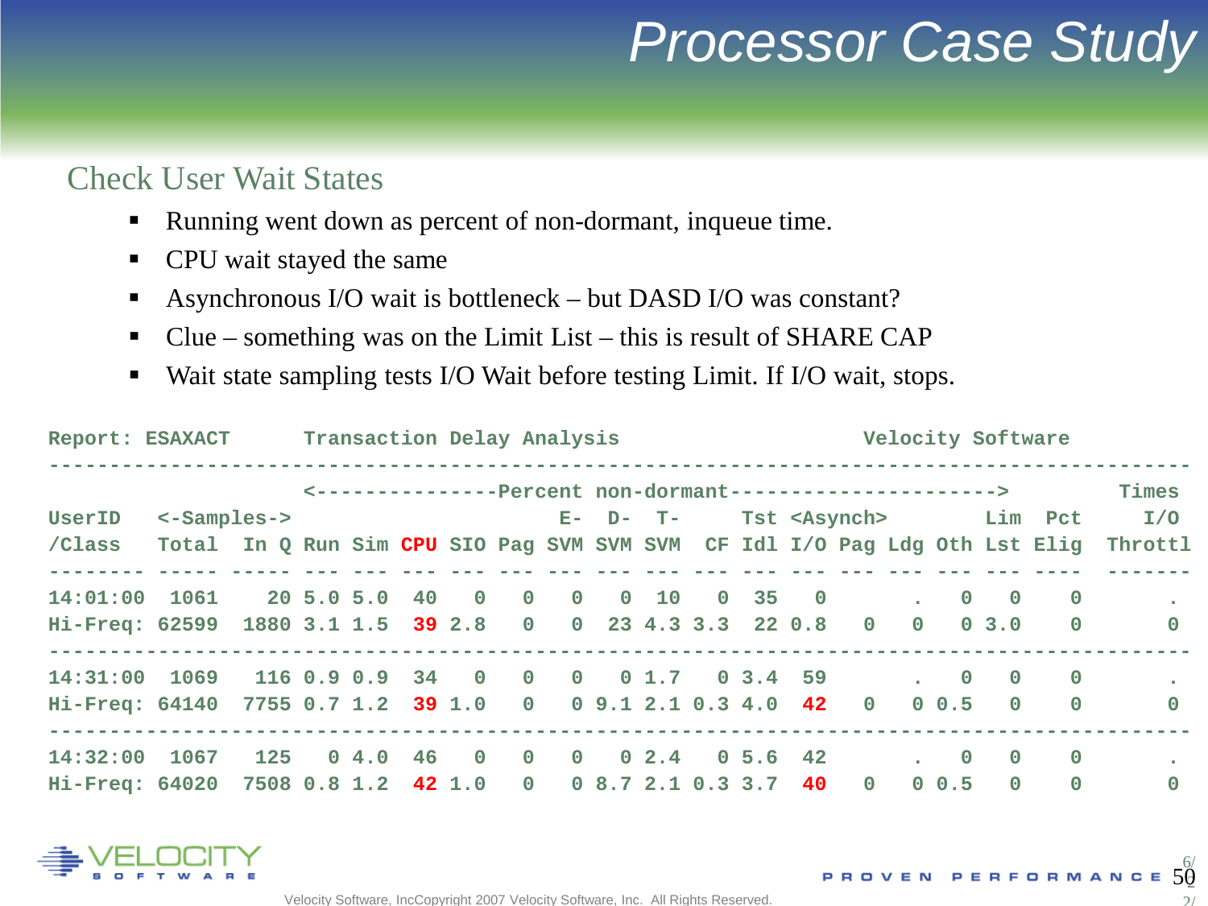## Check User Wait States

- Running went down as percent of non-dormant, inqueue time.
- CPU wait stayed the same
- Asynchronous I/O wait is bottleneck – but DASD I/O was constant?
- Clue – something was on the Limit List – this is result of SHARE CAP
- Wait state sampling tests I/O Wait before testing Limit. If I/O wait, stops.

```
Report: ESAXACT      Transaction Delay Analysis                  Velocity Software
-----------------------------------------------------------------------------------------------
                     <---------------Percent non-dormant---------------------->          Times
UserID   <-Samples->                     E-  D-  T-      Tst <Asynch>        Lim  Pct      I/O
/Class   Total  In Q Run Sim CPU SIO Pag SVM SVM SVM  CF Idl I/O Pag Ldg Oth Lst Elig  Throttl
-------- ----- ----- --- --- --- --- --- --- --- --- --- --- --- --- --- --- --- ----  -------
14:01:00  1061    20 5.0 5.0  40   0   0   0   0  10   0  35   0       .   0   0    0        .
Hi-Freq: 62599  1880 3.1 1.5  39 2.8   0   0  23 4.3 3.3  22 0.8   0   0   0 3.0    0        0
-----------------------------------------------------------------------------------------------
14:31:00  1069   116 0.9 0.9  34   0   0   0   0 1.7   0 3.4  59       .   0   0    0        .
Hi-Freq: 64140  7755 0.7 1.2  39 1.0   0   0 9.1 2.1 0.3 4.0  42   0   0 0.5   0    0        0
-----------------------------------------------------------------------------------------------
14:32:00  1067   125   0 4.0  46   0   0   0   0 2.4   0 5.6  42       .   0   0    0        .
Hi-Freq: 64020  7508 0.8 1.2  42 1.0   0   0 8.7 2.1 0.3 3.7  40   0   0 0.5   0    0        0
```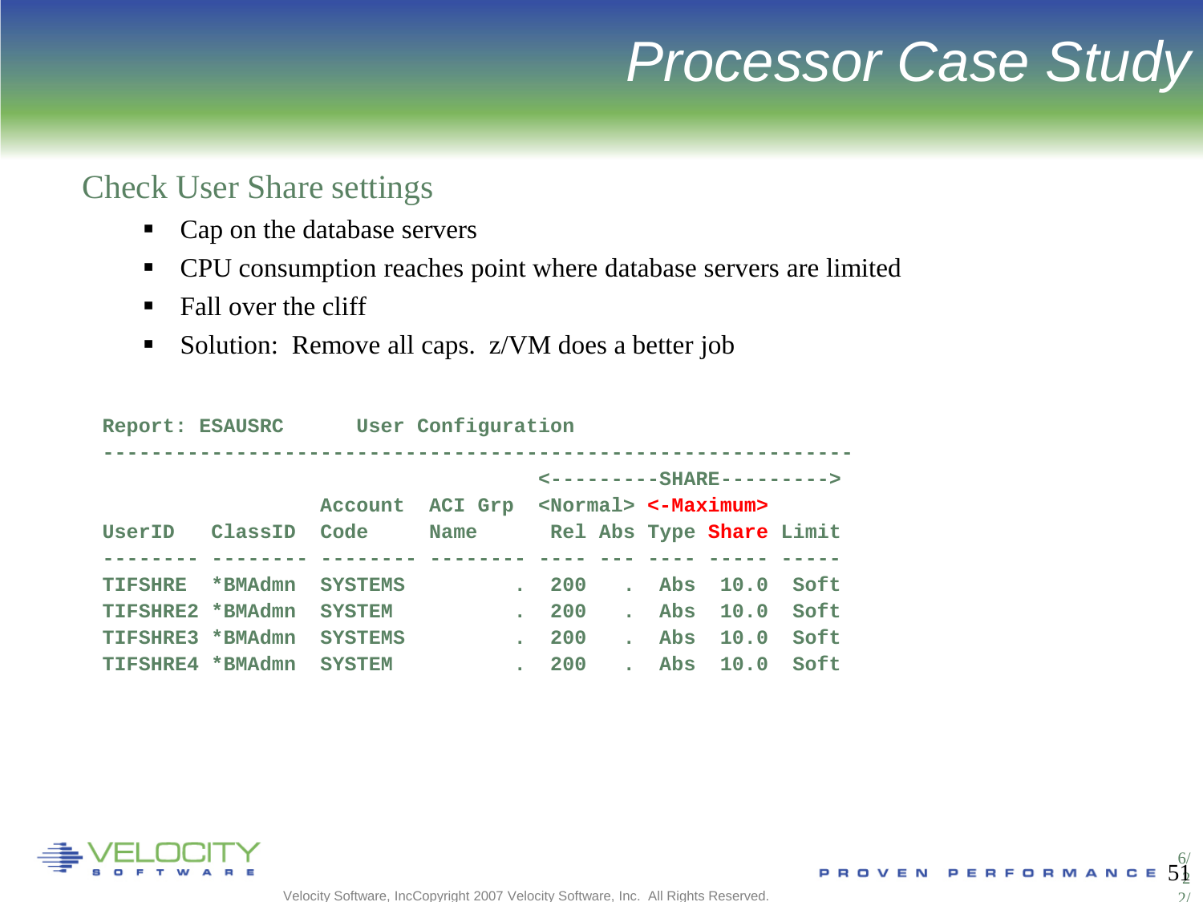# Processor Case Study

## Check User Share settings

- Cap on the database servers
- CPU consumption reaches point where database servers are limited
- Fall over the cliff
- Solution: Remove all caps. z/VM does a better job

```
Report: ESAUSRC      User Configuration
--------------------------------------------------------------
                                        <---------SHARE--------->
                  Account  ACI Grp  <Normal> <-Maximum>
UserID   ClassID  Code     Name      Rel Abs Type Share Limit
-------- -------- -------- -------- ---- --- ---- ----- -----
TIFSHRE  *BMAdmn  SYSTEMS         .  200   .  Abs  10.0  Soft
TIFSHRE2 *BMAdmn  SYSTEM          .  200   .  Abs  10.0  Soft
TIFSHRE3 *BMAdmn  SYSTEMS         .  200   .  Abs  10.0  Soft
TIFSHRE4 *BMAdmn  SYSTEM          .  200   .  Abs  10.0  Soft
```

Velocity Software, IncCopyright 2007 Velocity Software, Inc. All Rights Reserved.